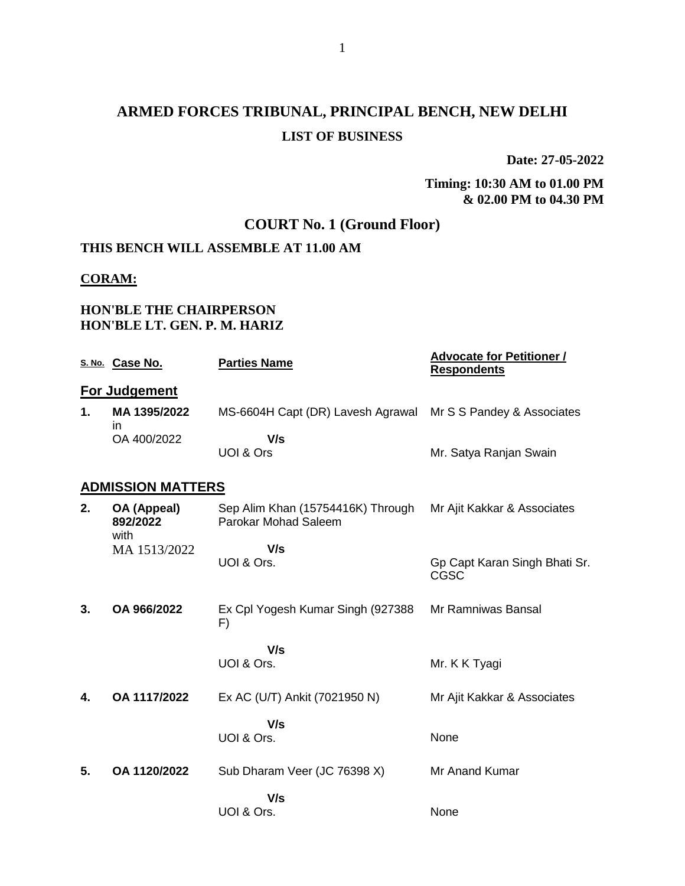# ARMED FORCES TRIBUNAL, PRINCIPAL BENCH, NEW DELHI

## LIST OF BUSINESS

**Date: 27-05-2022**

**Timing: 10:30 AM to 01.00 PM & 02.00 PM to 04.30 PM**

## COURT No. 1 (Ground Floor)

**THIS BENCH WILL ASSEMBLE AT 11.00 AM**

**CORAM:**

**HON'BLE THE CHAIRPERSON**
**HON'BLE LT. GEN. P. M. HARIZ**

| S. No. | Case No. | Parties Name | Advocate for Petitioner / Respondents |
|---|---|---|---|
| **For Judgement** | | | |
| **1.** | **MA 1395/2022** in OA 400/2022 | MS-6604H Capt (DR) Lavesh Agrawal **V/s** UOI & Ors | Mr S S Pandey & Associates<br>Mr. Satya Ranjan Swain |
| **ADMISSION MATTERS** | | | |
| **2.** | **OA (Appeal) 892/2022** with MA 1513/2022 | Sep Alim Khan (15754416K) Through Parokar Mohad Saleem **V/s** UOI & Ors. | Mr Ajit Kakkar & Associates<br>Gp Capt Karan Singh Bhati Sr. CGSC |
| **3.** | **OA 966/2022** | Ex Cpl Yogesh Kumar Singh (927388 F) **V/s** UOI & Ors. | Mr Ramniwas Bansal<br>Mr. K K Tyagi |
| **4.** | **OA 1117/2022** | Ex AC (U/T) Ankit (7021950 N) **V/s** UOI & Ors. | Mr Ajit Kakkar & Associates<br>None |
| **5.** | **OA 1120/2022** | Sub Dharam Veer (JC 76398 X) **V/s** UOI & Ors. | Mr Anand Kumar<br>None |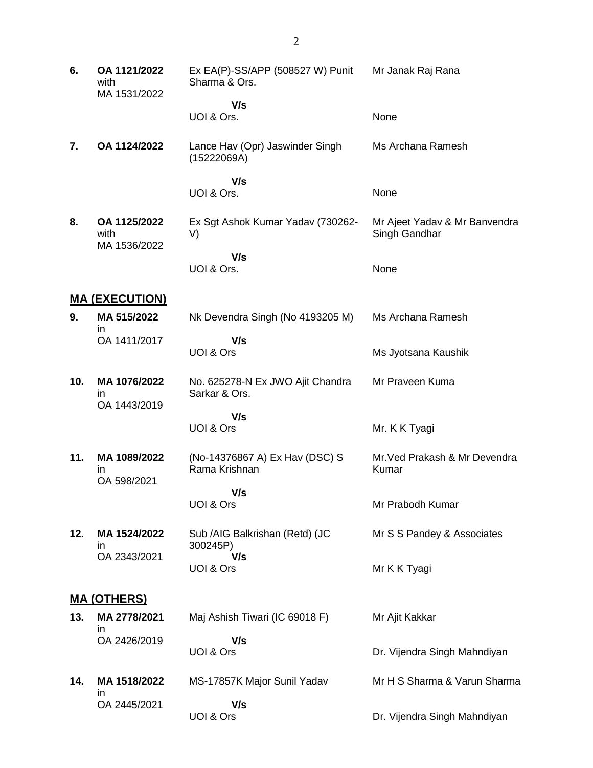| | | | |
|---|---|---|---|
| **6.** | **OA 1121/2022** with MA 1531/2022 | Ex EA(P)-SS/APP (508527 W) Punit Sharma & Ors. | Mr Janak Raj Rana |
| | | **V/s** UOI & Ors. | None |
| **7.** | **OA 1124/2022** | Lance Hav (Opr) Jaswinder Singh (15222069A) | Ms Archana Ramesh |
| | | **V/s** UOI & Ors. | None |
| **8.** | **OA 1125/2022** with MA 1536/2022 | Ex Sgt Ashok Kumar Yadav (730262-V) | Mr Ajeet Yadav & Mr Banvendra Singh Gandhar |
| | | **V/s** UOI & Ors. | None |

## MA (EXECUTION)

| | | | |
|---|---|---|---|
| **9.** | **MA 515/2022** in OA 1411/2017 | Nk Devendra Singh (No 4193205 M) | Ms Archana Ramesh |
| | | **V/s** UOI & Ors | Ms Jyotsana Kaushik |
| **10.** | **MA 1076/2022** in OA 1443/2019 | No. 625278-N Ex JWO Ajit Chandra Sarkar & Ors. | Mr Praveen Kuma |
| | | **V/s** UOI & Ors | Mr. K K Tyagi |
| **11.** | **MA 1089/2022** in OA 598/2021 | (No-14376867 A) Ex Hav (DSC) S Rama Krishnan | Mr.Ved Prakash & Mr Devendra Kumar |
| | | **V/s** UOI & Ors | Mr Prabodh Kumar |
| **12.** | **MA 1524/2022** in OA 2343/2021 | Sub /AIG Balkrishan (Retd) (JC 300245P) | Mr S S Pandey & Associates |
| | | **V/s** UOI & Ors | Mr K K Tyagi |

## MA (OTHERS)

| | | | |
|---|---|---|---|
| **13.** | **MA 2778/2021** in OA 2426/2019 | Maj Ashish Tiwari (IC 69018 F) | Mr Ajit Kakkar |
| | | **V/s** UOI & Ors | Dr. Vijendra Singh Mahndiyan |
| **14.** | **MA 1518/2022** in OA 2445/2021 | MS-17857K Major Sunil Yadav | Mr H S Sharma & Varun Sharma |
| | | **V/s** UOI & Ors | Dr. Vijendra Singh Mahndiyan |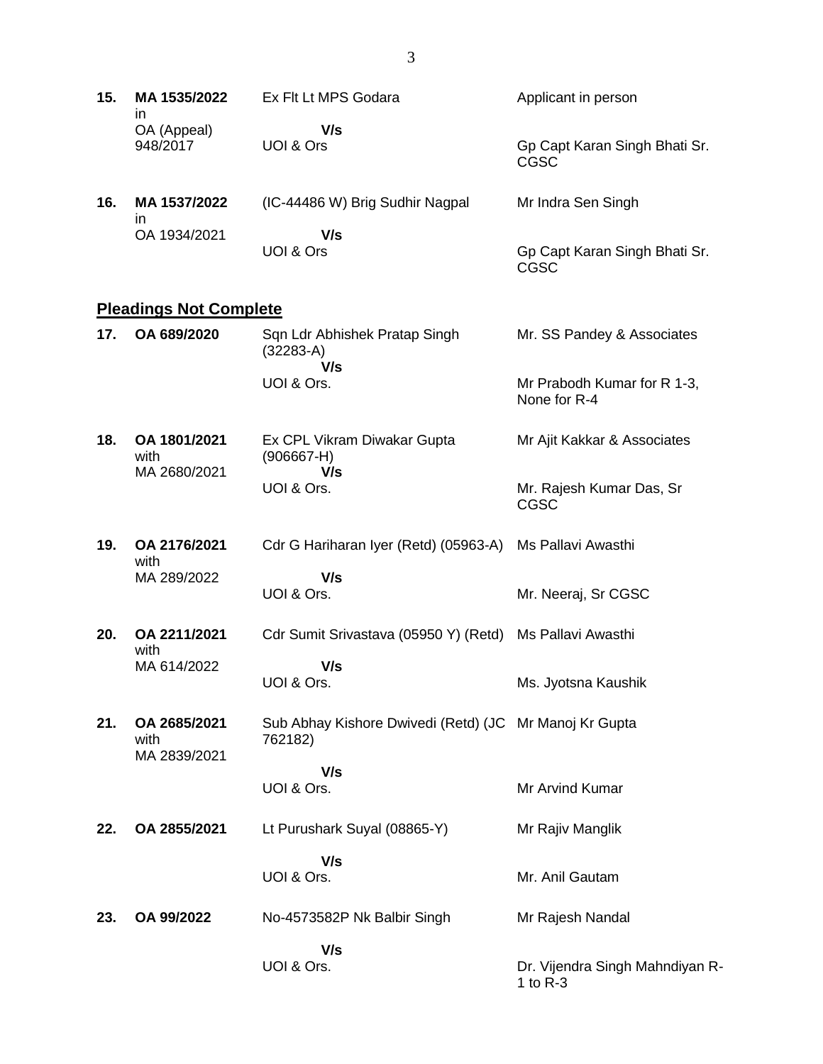| | | | |
|---|---|---|---|
| **15.** | **MA 1535/2022** in OA (Appeal) 948/2017 | Ex Flt Lt MPS Godara<br>**V/s**<br>UOI & Ors | Applicant in person<br><br>Gp Capt Karan Singh Bhati Sr. CGSC |
| **16.** | **MA 1537/2022** in OA 1934/2021 | (IC-44486 W) Brig Sudhir Nagpal<br>**V/s**<br>UOI & Ors | Mr Indra Sen Singh<br><br>Gp Capt Karan Singh Bhati Sr. CGSC |

## **Pleadings Not Complete**

| | | | |
|---|---|---|---|
| **17.** | **OA 689/2020** | Sqn Ldr Abhishek Pratap Singh (32283-A)<br>**V/s**<br>UOI & Ors. | Mr. SS Pandey & Associates<br><br>Mr Prabodh Kumar for R 1-3, None for R-4 |
| **18.** | **OA 1801/2021** with MA 2680/2021 | Ex CPL Vikram Diwakar Gupta (906667-H)<br>**V/s**<br>UOI & Ors. | Mr Ajit Kakkar & Associates<br><br>Mr. Rajesh Kumar Das, Sr CGSC |
| **19.** | **OA 2176/2021** with MA 289/2022 | Cdr G Hariharan Iyer (Retd) (05963-A)<br>**V/s**<br>UOI & Ors. | Ms Pallavi Awasthi<br><br>Mr. Neeraj, Sr CGSC |
| **20.** | **OA 2211/2021** with MA 614/2022 | Cdr Sumit Srivastava (05950 Y) (Retd)<br>**V/s**<br>UOI & Ors. | Ms Pallavi Awasthi<br><br>Ms. Jyotsna Kaushik |
| **21.** | **OA 2685/2021** with MA 2839/2021 | Sub Abhay Kishore Dwivedi (Retd) (JC 762182)<br>**V/s**<br>UOI & Ors. | Mr Manoj Kr Gupta<br><br>Mr Arvind Kumar |
| **22.** | **OA 2855/2021** | Lt Purushark Suyal (08865-Y)<br>**V/s**<br>UOI & Ors. | Mr Rajiv Manglik<br><br>Mr. Anil Gautam |
| **23.** | **OA 99/2022** | No-4573582P Nk Balbir Singh<br>**V/s**<br>UOI & Ors. | Mr Rajesh Nandal<br><br>Dr. Vijendra Singh Mahndiyan R-1 to R-3 |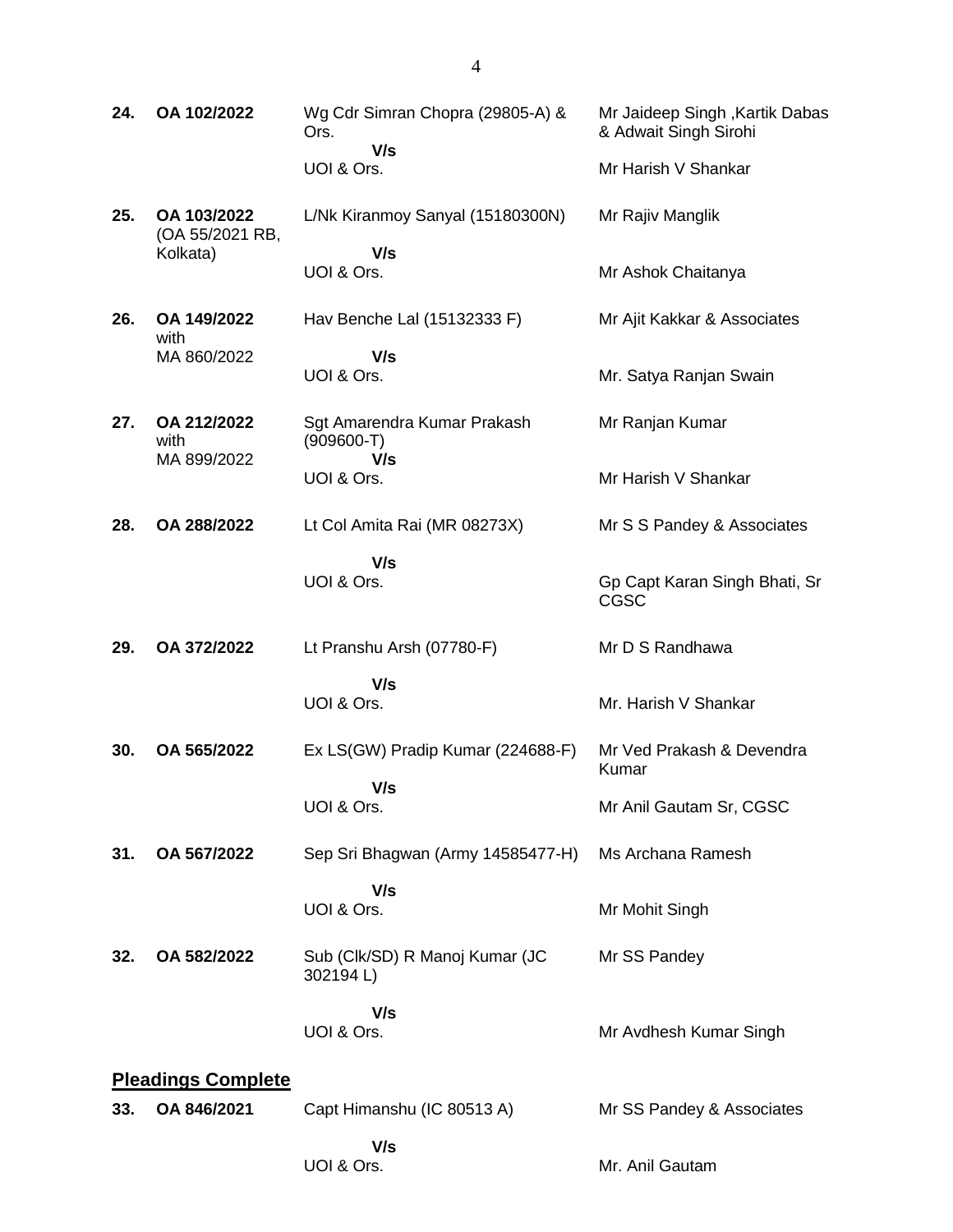| | | | |
|---|---|---|---|
| **24.** | **OA 102/2022** | Wg Cdr Simran Chopra (29805-A) & Ors.<br>**V/s**<br>UOI & Ors. | Mr Jaideep Singh ,Kartik Dabas & Adwait Singh Sirohi<br><br>Mr Harish V Shankar |
| **25.** | **OA 103/2022** (OA 55/2021 RB, Kolkata) | L/Nk Kiranmoy Sanyal (15180300N)<br>**V/s**<br>UOI & Ors. | Mr Rajiv Manglik<br><br>Mr Ashok Chaitanya |
| **26.** | **OA 149/2022** with MA 860/2022 | Hav Benche Lal (15132333 F)<br>**V/s**<br>UOI & Ors. | Mr Ajit Kakkar & Associates<br><br>Mr. Satya Ranjan Swain |
| **27.** | **OA 212/2022** with MA 899/2022 | Sgt Amarendra Kumar Prakash (909600-T)<br>**V/s**<br>UOI & Ors. | Mr Ranjan Kumar<br><br>Mr Harish V Shankar |
| **28.** | **OA 288/2022** | Lt Col Amita Rai (MR 08273X)<br>**V/s**<br>UOI & Ors. | Mr S S Pandey & Associates<br><br>Gp Capt Karan Singh Bhati, Sr CGSC |
| **29.** | **OA 372/2022** | Lt Pranshu Arsh (07780-F)<br>**V/s**<br>UOI & Ors. | Mr D S Randhawa<br><br>Mr. Harish V Shankar |
| **30.** | **OA 565/2022** | Ex LS(GW) Pradip Kumar (224688-F)<br>**V/s**<br>UOI & Ors. | Mr Ved Prakash & Devendra Kumar<br><br>Mr Anil Gautam Sr, CGSC |
| **31.** | **OA 567/2022** | Sep Sri Bhagwan (Army 14585477-H)<br>**V/s**<br>UOI & Ors. | Ms Archana Ramesh<br><br>Mr Mohit Singh |
| **32.** | **OA 582/2022** | Sub (Clk/SD) R Manoj Kumar (JC 302194 L)<br>**V/s**<br>UOI & Ors. | Mr SS Pandey<br><br>Mr Avdhesh Kumar Singh |

## Pleadings Complete

| | | | |
|---|---|---|---|
| **33.** | **OA 846/2021** | Capt Himanshu (IC 80513 A)<br>**V/s**<br>UOI & Ors. | Mr SS Pandey & Associates<br><br>Mr. Anil Gautam |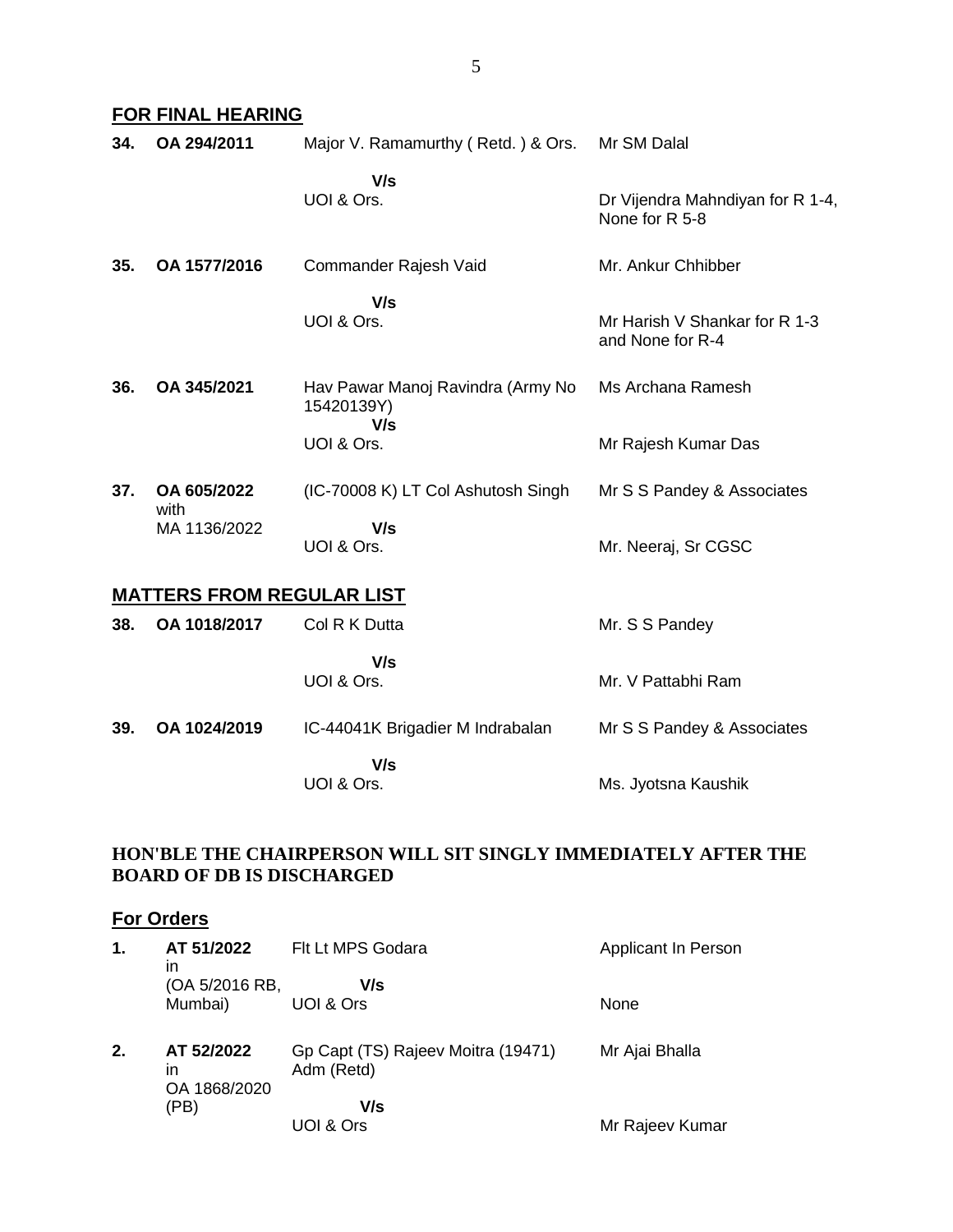## FOR FINAL HEARING

| | | | |
|---|---|---|---|
| **34.** | **OA 294/2011** | Major V. Ramamurthy ( Retd. ) & Ors.<br>**V/s**<br>UOI & Ors. | Mr SM Dalal<br><br>Dr Vijendra Mahndiyan for R 1-4, None for R 5-8 |
| **35.** | **OA 1577/2016** | Commander Rajesh Vaid<br>**V/s**<br>UOI & Ors. | Mr. Ankur Chhibber<br><br>Mr Harish V Shankar for R 1-3 and None for R-4 |
| **36.** | **OA 345/2021** | Hav Pawar Manoj Ravindra (Army No 15420139Y)<br>**V/s**<br>UOI & Ors. | Ms Archana Ramesh<br><br>Mr Rajesh Kumar Das |
| **37.** | **OA 605/2022** with MA 1136/2022 | (IC-70008 K) LT Col Ashutosh Singh<br>**V/s**<br>UOI & Ors. | Mr S S Pandey & Associates<br><br>Mr. Neeraj, Sr CGSC |

## MATTERS FROM REGULAR LIST

| | | | |
|---|---|---|---|
| **38.** | **OA 1018/2017** | Col R K Dutta<br>**V/s**<br>UOI & Ors. | Mr. S S Pandey<br><br>Mr. V Pattabhi Ram |
| **39.** | **OA 1024/2019** | IC-44041K Brigadier M Indrabalan<br>**V/s**<br>UOI & Ors. | Mr S S Pandey & Associates<br><br>Ms. Jyotsna Kaushik |

**HON'BLE THE CHAIRPERSON WILL SIT SINGLY IMMEDIATELY AFTER THE BOARD OF DB IS DISCHARGED**

## For Orders

| | | | |
|---|---|---|---|
| **1.** | **AT 51/2022** in (OA 5/2016 RB, Mumbai) | Flt Lt MPS Godara<br>**V/s**<br>UOI & Ors | Applicant In Person<br><br>None |
| **2.** | **AT 52/2022** in OA 1868/2020 (PB) | Gp Capt (TS) Rajeev Moitra (19471) Adm (Retd)<br>**V/s**<br>UOI & Ors | Mr Ajai Bhalla<br><br>Mr Rajeev Kumar |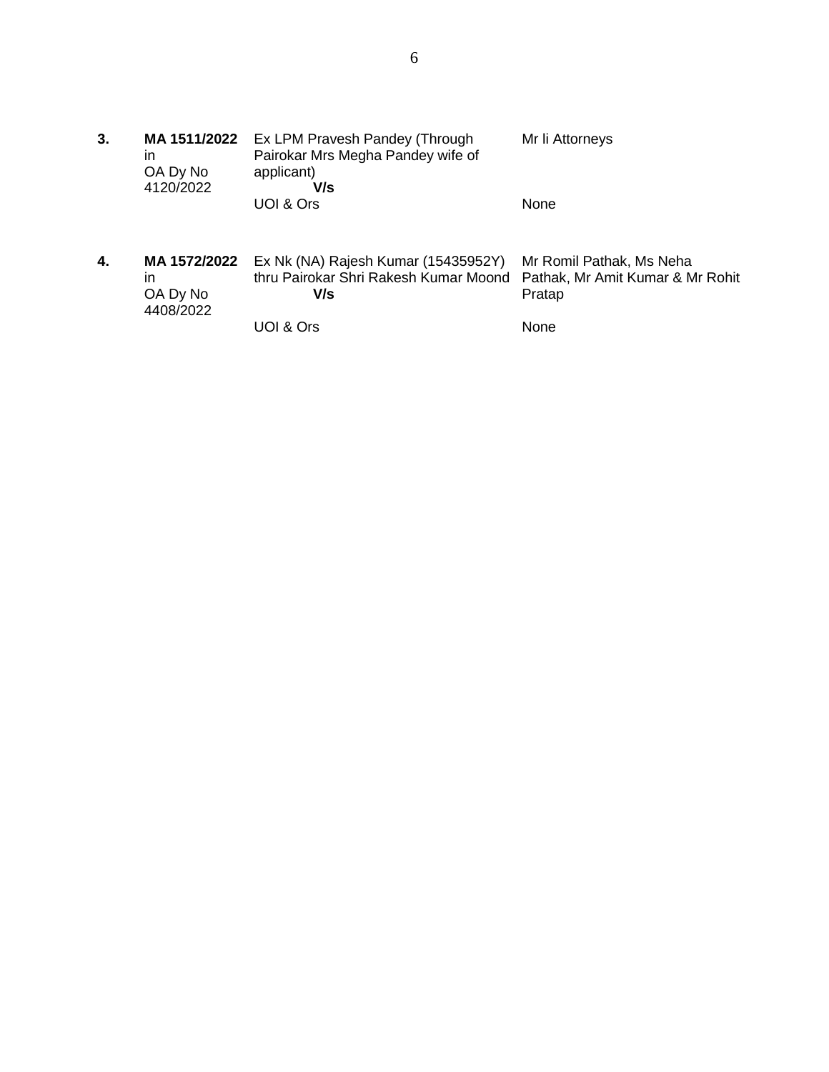| | | | |
|---|---|---|---|
| **3.** | **MA 1511/2022** in OA Dy No 4120/2022 | Ex LPM Pravesh Pandey (Through Pairokar Mrs Megha Pandey wife of applicant)<br>**V/s**<br>UOI & Ors | Mr Ii Attorneys<br><br><br>None |
| **4.** | **MA 1572/2022** in OA Dy No 4408/2022 | Ex Nk (NA) Rajesh Kumar (15435952Y) thru Pairokar Shri Rakesh Kumar Moond<br>**V/s**<br>UOI & Ors | Mr Romil Pathak, Ms Neha Pathak, Mr Amit Kumar & Mr Rohit Pratap<br><br>None |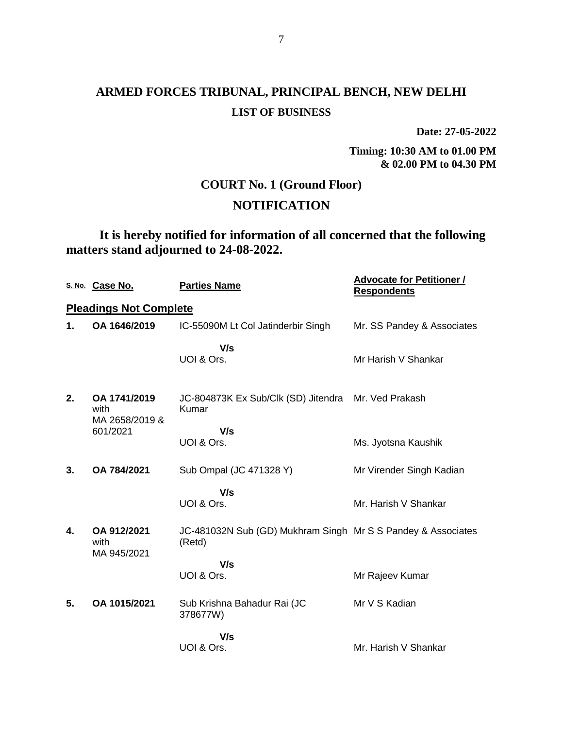# ARMED FORCES TRIBUNAL, PRINCIPAL BENCH, NEW DELHI

**LIST OF BUSINESS**

**Date: 27-05-2022**

**Timing: 10:30 AM to 01.00 PM & 02.00 PM to 04.30 PM**

## COURT No. 1 (Ground Floor)

## NOTIFICATION

**It is hereby notified for information of all concerned that the following matters stand adjourned to 24-08-2022.**

| S. No. | Case No. | Parties Name | Advocate for Petitioner / Respondents |
|---|---|---|---|
| **Pleadings Not Complete** | | | |
| **1.** | **OA 1646/2019** | IC-55090M Lt Col Jatinderbir Singh | Mr. SS Pandey & Associates |
| | | **V/s** UOI & Ors. | Mr Harish V Shankar |
| **2.** | **OA 1741/2019** with MA 2658/2019 & 601/2021 | JC-804873K Ex Sub/Clk (SD) Jitendra Kumar | Mr. Ved Prakash |
| | | **V/s** UOI & Ors. | Ms. Jyotsna Kaushik |
| **3.** | **OA 784/2021** | Sub Ompal (JC 471328 Y) | Mr Virender Singh Kadian |
| | | **V/s** UOI & Ors. | Mr. Harish V Shankar |
| **4.** | **OA 912/2021** with MA 945/2021 | JC-481032N Sub (GD) Mukhram Singh (Retd) | Mr S S Pandey & Associates |
| | | **V/s** UOI & Ors. | Mr Rajeev Kumar |
| **5.** | **OA 1015/2021** | Sub Krishna Bahadur Rai (JC 378677W) | Mr V S Kadian |
| | | **V/s** UOI & Ors. | Mr. Harish V Shankar |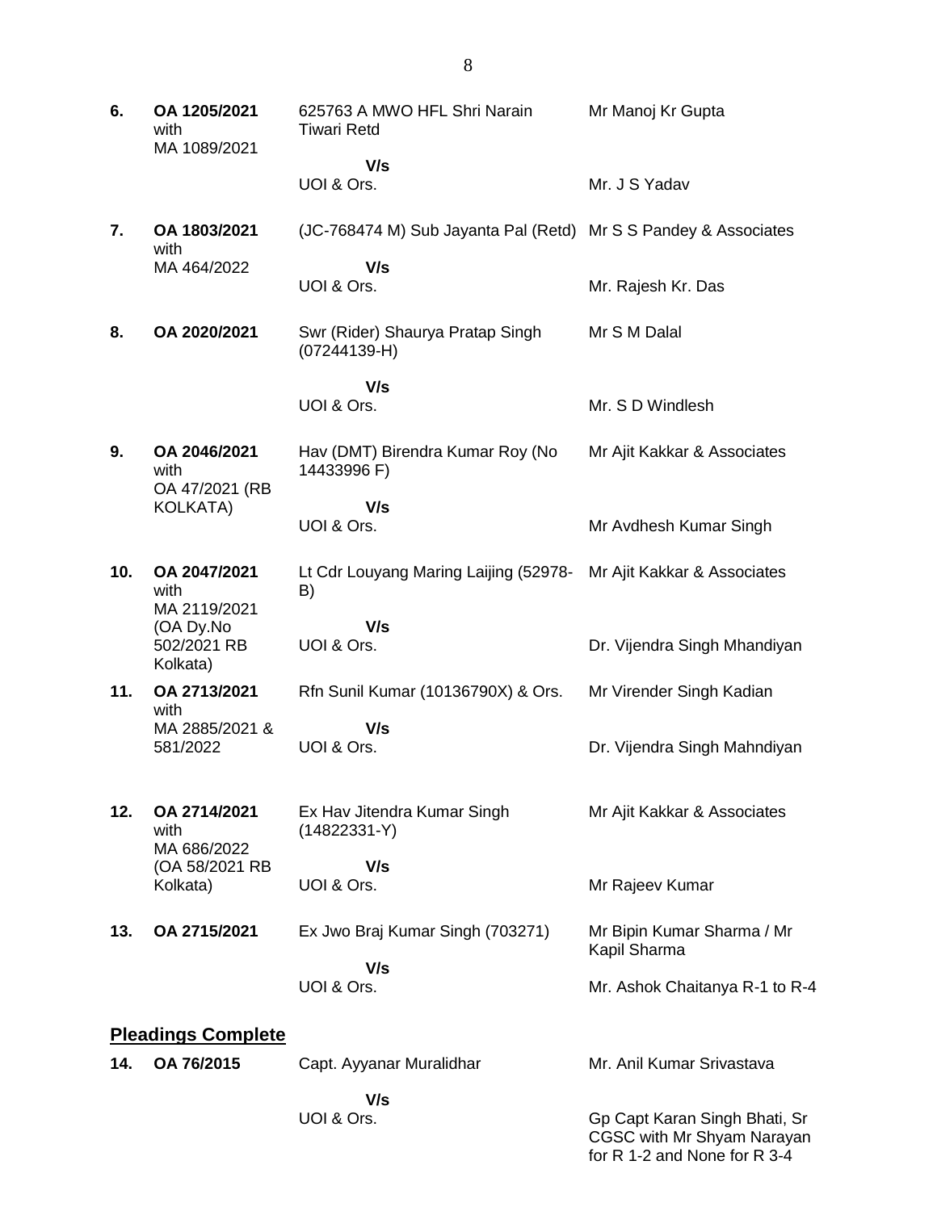| | | | |
|---|---|---|---|
| **6.** | **OA 1205/2021** with MA 1089/2021 | 625763 A MWO HFL Shri Narain Tiwari Retd | Mr Manoj Kr Gupta |
| | | **V/s** | |
| | | UOI & Ors. | Mr. J S Yadav |
| **7.** | **OA 1803/2021** with MA 464/2022 | (JC-768474 M) Sub Jayanta Pal (Retd) | Mr S S Pandey & Associates |
| | | **V/s** | |
| | | UOI & Ors. | Mr. Rajesh Kr. Das |
| **8.** | **OA 2020/2021** | Swr (Rider) Shaurya Pratap Singh (07244139-H) | Mr S M Dalal |
| | | **V/s** | |
| | | UOI & Ors. | Mr. S D Windlesh |
| **9.** | **OA 2046/2021** with OA 47/2021 (RB KOLKATA) | Hav (DMT) Birendra Kumar Roy (No 14433996 F) | Mr Ajit Kakkar & Associates |
| | | **V/s** | |
| | | UOI & Ors. | Mr Avdhesh Kumar Singh |
| **10.** | **OA 2047/2021** with MA 2119/2021 (OA Dy.No 502/2021 RB Kolkata) | Lt Cdr Louyang Maring Laijing (52978-B) | Mr Ajit Kakkar & Associates |
| | | **V/s** | |
| | | UOI & Ors. | Dr. Vijendra Singh Mhandiyan |
| **11.** | **OA 2713/2021** with MA 2885/2021 & 581/2022 | Rfn Sunil Kumar (10136790X) & Ors. | Mr Virender Singh Kadian |
| | | **V/s** | |
| | | UOI & Ors. | Dr. Vijendra Singh Mahndiyan |
| **12.** | **OA 2714/2021** with MA 686/2022 (OA 58/2021 RB Kolkata) | Ex Hav Jitendra Kumar Singh (14822331-Y) | Mr Ajit Kakkar & Associates |
| | | **V/s** | |
| | | UOI & Ors. | Mr Rajeev Kumar |
| **13.** | **OA 2715/2021** | Ex Jwo Braj Kumar Singh (703271) | Mr Bipin Kumar Sharma / Mr Kapil Sharma |
| | | **V/s** | |
| | | UOI & Ors. | Mr. Ashok Chaitanya R-1 to R-4 |

## **Pleadings Complete**

| | | | |
|---|---|---|---|
| **14.** | **OA 76/2015** | Capt. Ayyanar Muralidhar | Mr. Anil Kumar Srivastava |
| | | **V/s** | |
| | | UOI & Ors. | Gp Capt Karan Singh Bhati, Sr CGSC with Mr Shyam Narayan for R 1-2 and None for R 3-4 |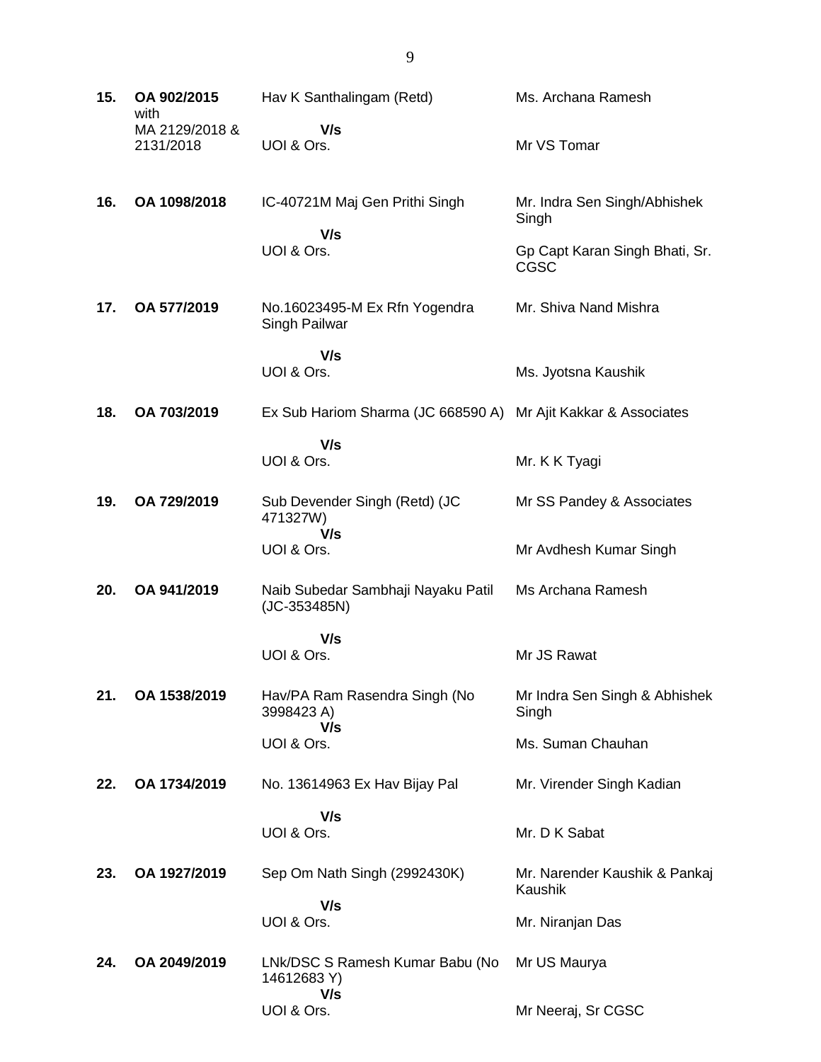| | | | |
|---|---|---|---|
| **15.** | **OA 902/2015** with MA 2129/2018 & 2131/2018 | Hav K Santhalingam (Retd)<br>**V/s**<br>UOI & Ors. | Ms. Archana Ramesh<br><br>Mr VS Tomar |
| **16.** | **OA 1098/2018** | IC-40721M Maj Gen Prithi Singh<br>**V/s**<br>UOI & Ors. | Mr. Indra Sen Singh/Abhishek Singh<br>Gp Capt Karan Singh Bhati, Sr. CGSC |
| **17.** | **OA 577/2019** | No.16023495-M Ex Rfn Yogendra Singh Pailwar<br>**V/s**<br>UOI & Ors. | Mr. Shiva Nand Mishra<br><br>Ms. Jyotsna Kaushik |
| **18.** | **OA 703/2019** | Ex Sub Hariom Sharma (JC 668590 A)<br>**V/s**<br>UOI & Ors. | Mr Ajit Kakkar & Associates<br><br>Mr. K K Tyagi |
| **19.** | **OA 729/2019** | Sub Devender Singh (Retd) (JC 471327W)<br>**V/s**<br>UOI & Ors. | Mr SS Pandey & Associates<br><br>Mr Avdhesh Kumar Singh |
| **20.** | **OA 941/2019** | Naib Subedar Sambhaji Nayaku Patil (JC-353485N)<br>**V/s**<br>UOI & Ors. | Ms Archana Ramesh<br><br>Mr JS Rawat |
| **21.** | **OA 1538/2019** | Hav/PA Ram Rasendra Singh (No 3998423 A)<br>**V/s**<br>UOI & Ors. | Mr Indra Sen Singh & Abhishek Singh<br>Ms. Suman Chauhan |
| **22.** | **OA 1734/2019** | No. 13614963 Ex Hav Bijay Pal<br>**V/s**<br>UOI & Ors. | Mr. Virender Singh Kadian<br><br>Mr. D K Sabat |
| **23.** | **OA 1927/2019** | Sep Om Nath Singh (2992430K)<br>**V/s**<br>UOI & Ors. | Mr. Narender Kaushik & Pankaj Kaushik<br>Mr. Niranjan Das |
| **24.** | **OA 2049/2019** | LNk/DSC S Ramesh Kumar Babu (No 14612683 Y)<br>**V/s**<br>UOI & Ors. | Mr US Maurya<br><br>Mr Neeraj, Sr CGSC |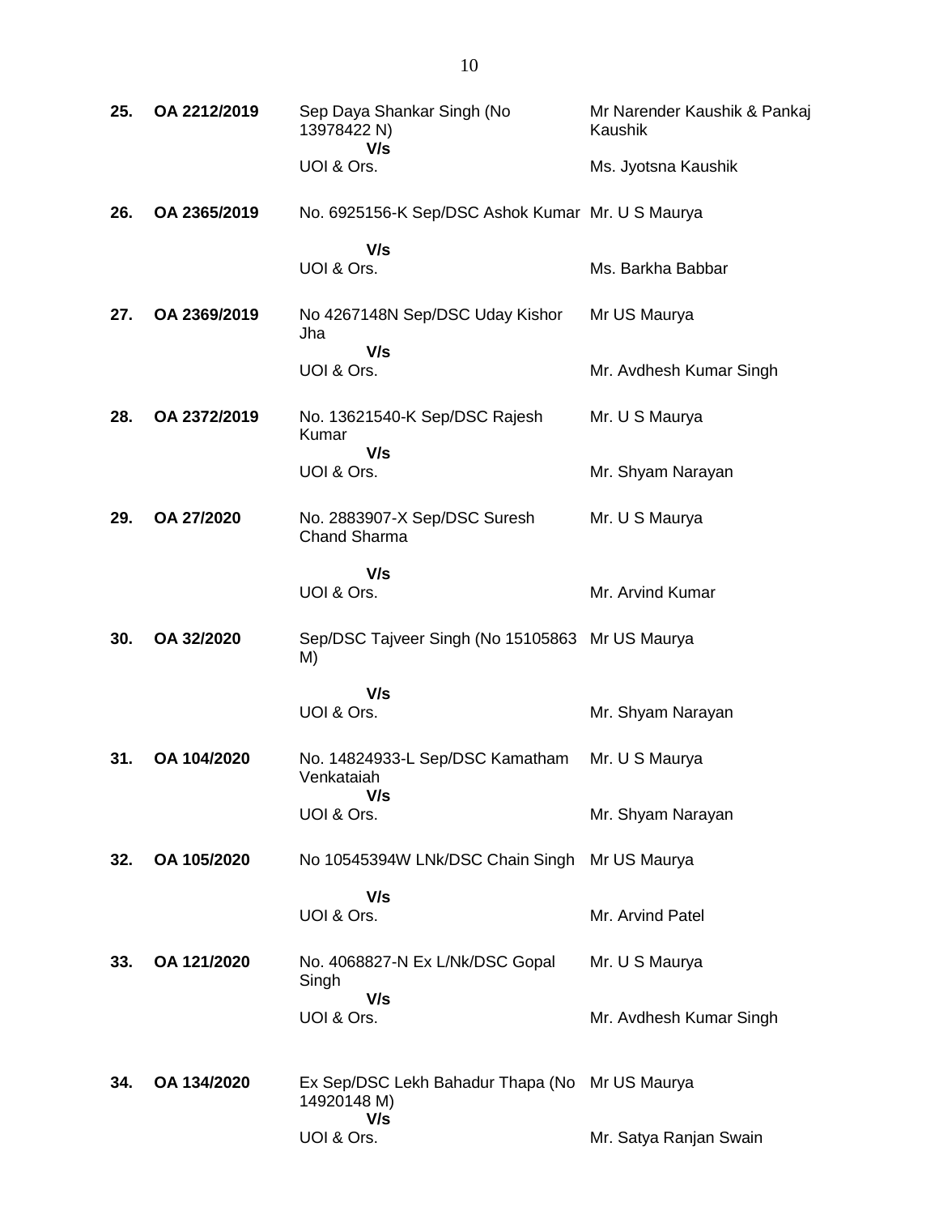| | | | |
|---|---|---|---|
| **25.** | **OA 2212/2019** | Sep Daya Shankar Singh (No 13978422 N) **V/s** UOI & Ors. | Mr Narender Kaushik & Pankaj Kaushik<br>Ms. Jyotsna Kaushik |
| **26.** | **OA 2365/2019** | No. 6925156-K Sep/DSC Ashok Kumar **V/s** UOI & Ors. | Mr. U S Maurya<br>Ms. Barkha Babbar |
| **27.** | **OA 2369/2019** | No 4267148N Sep/DSC Uday Kishor Jha **V/s** UOI & Ors. | Mr US Maurya<br>Mr. Avdhesh Kumar Singh |
| **28.** | **OA 2372/2019** | No. 13621540-K Sep/DSC Rajesh Kumar **V/s** UOI & Ors. | Mr. U S Maurya<br>Mr. Shyam Narayan |
| **29.** | **OA 27/2020** | No. 2883907-X Sep/DSC Suresh Chand Sharma **V/s** UOI & Ors. | Mr. U S Maurya<br>Mr. Arvind Kumar |
| **30.** | **OA 32/2020** | Sep/DSC Tajveer Singh (No 15105863 M) **V/s** UOI & Ors. | Mr US Maurya<br>Mr. Shyam Narayan |
| **31.** | **OA 104/2020** | No. 14824933-L Sep/DSC Kamatham Venkataiah **V/s** UOI & Ors. | Mr. U S Maurya<br>Mr. Shyam Narayan |
| **32.** | **OA 105/2020** | No 10545394W LNk/DSC Chain Singh **V/s** UOI & Ors. | Mr US Maurya<br>Mr. Arvind Patel |
| **33.** | **OA 121/2020** | No. 4068827-N Ex L/Nk/DSC Gopal Singh **V/s** UOI & Ors. | Mr. U S Maurya<br>Mr. Avdhesh Kumar Singh |
| **34.** | **OA 134/2020** | Ex Sep/DSC Lekh Bahadur Thapa (No 14920148 M) **V/s** UOI & Ors. | Mr US Maurya<br>Mr. Satya Ranjan Swain |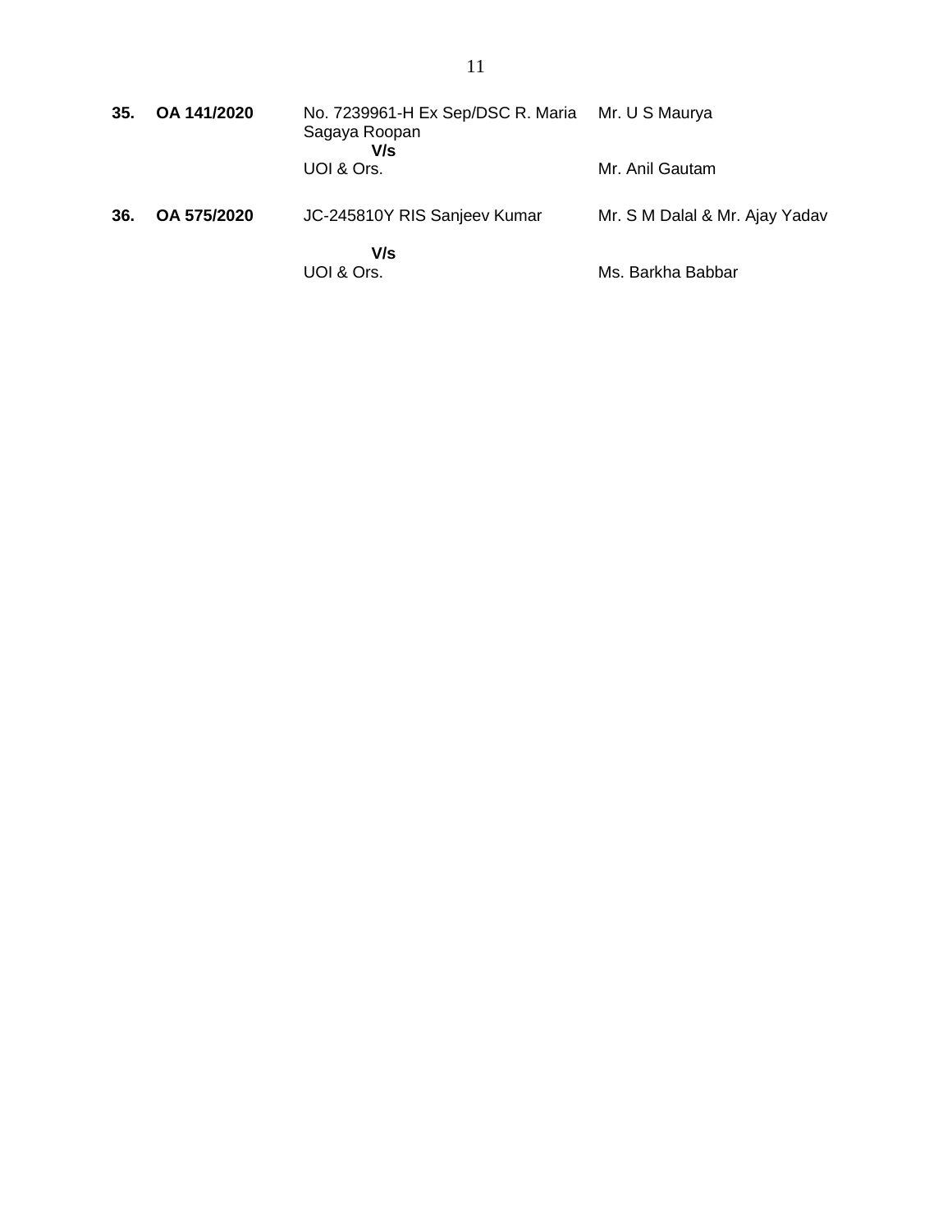| | | | |
|---|---|---|---|
| **35.** | **OA 141/2020** | No. 7239961-H Ex Sep/DSC R. Maria Sagaya Roopan<br>**V/s**<br>UOI & Ors. | Mr. U S Maurya<br><br>Mr. Anil Gautam |
| **36.** | **OA 575/2020** | JC-245810Y RIS Sanjeev Kumar<br>**V/s**<br>UOI & Ors. | Mr. S M Dalal & Mr. Ajay Yadav<br><br>Ms. Barkha Babbar |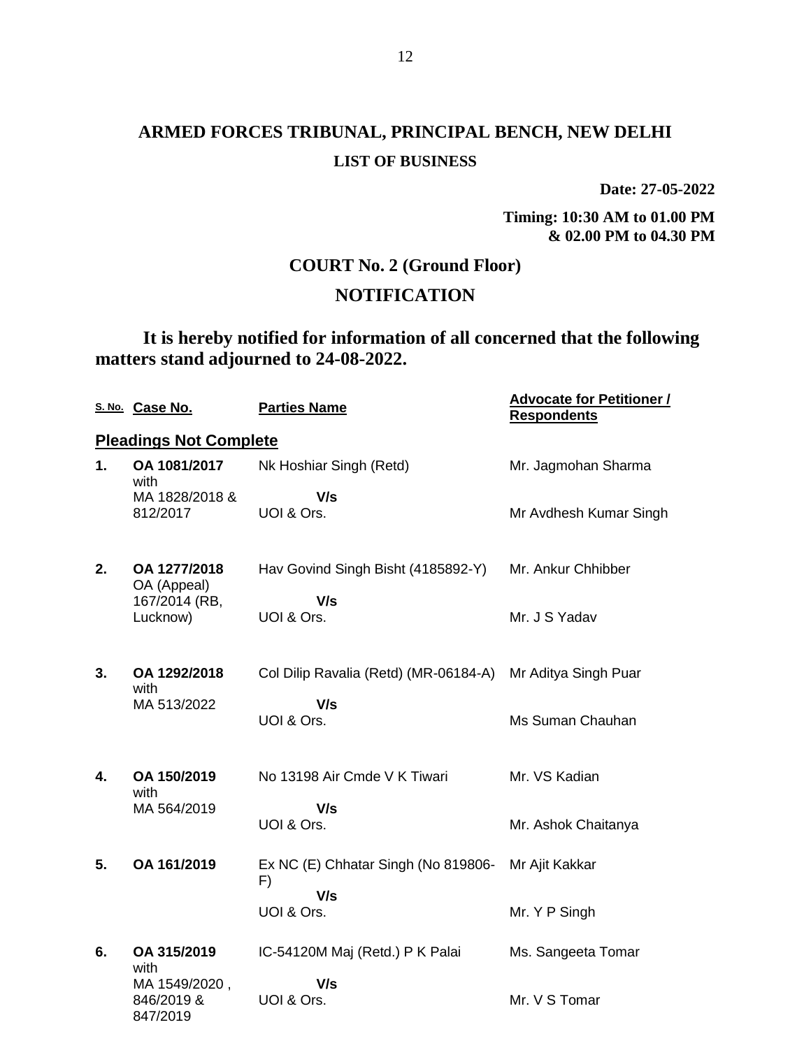# ARMED FORCES TRIBUNAL, PRINCIPAL BENCH, NEW DELHI

**LIST OF BUSINESS**

**Date: 27-05-2022**

**Timing: 10:30 AM to 01.00 PM & 02.00 PM to 04.30 PM**

## COURT No. 2 (Ground Floor)

## NOTIFICATION

**It is hereby notified for information of all concerned that the following matters stand adjourned to 24-08-2022.**

| S. No. | Case No. | Parties Name | Advocate for Petitioner / Respondents |
|---|---|---|---|
| **Pleadings Not Complete** | | | |
| **1.** | **OA 1081/2017** with MA 1828/2018 & 812/2017 | Nk Hoshiar Singh (Retd) **V/s** UOI & Ors. | Mr. Jagmohan Sharma<br>Mr Avdhesh Kumar Singh |
| **2.** | **OA 1277/2018** OA (Appeal) 167/2014 (RB, Lucknow) | Hav Govind Singh Bisht (4185892-Y) **V/s** UOI & Ors. | Mr. Ankur Chhibber<br>Mr. J S Yadav |
| **3.** | **OA 1292/2018** with MA 513/2022 | Col Dilip Ravalia (Retd) (MR-06184-A) **V/s** UOI & Ors. | Mr Aditya Singh Puar<br>Ms Suman Chauhan |
| **4.** | **OA 150/2019** with MA 564/2019 | No 13198 Air Cmde V K Tiwari **V/s** UOI & Ors. | Mr. VS Kadian<br>Mr. Ashok Chaitanya |
| **5.** | **OA 161/2019** | Ex NC (E) Chhatar Singh (No 819806-F) **V/s** UOI & Ors. | Mr Ajit Kakkar<br>Mr. Y P Singh |
| **6.** | **OA 315/2019** with MA 1549/2020 , 846/2019 & 847/2019 | IC-54120M Maj (Retd.) P K Palai **V/s** UOI & Ors. | Ms. Sangeeta Tomar<br>Mr. V S Tomar |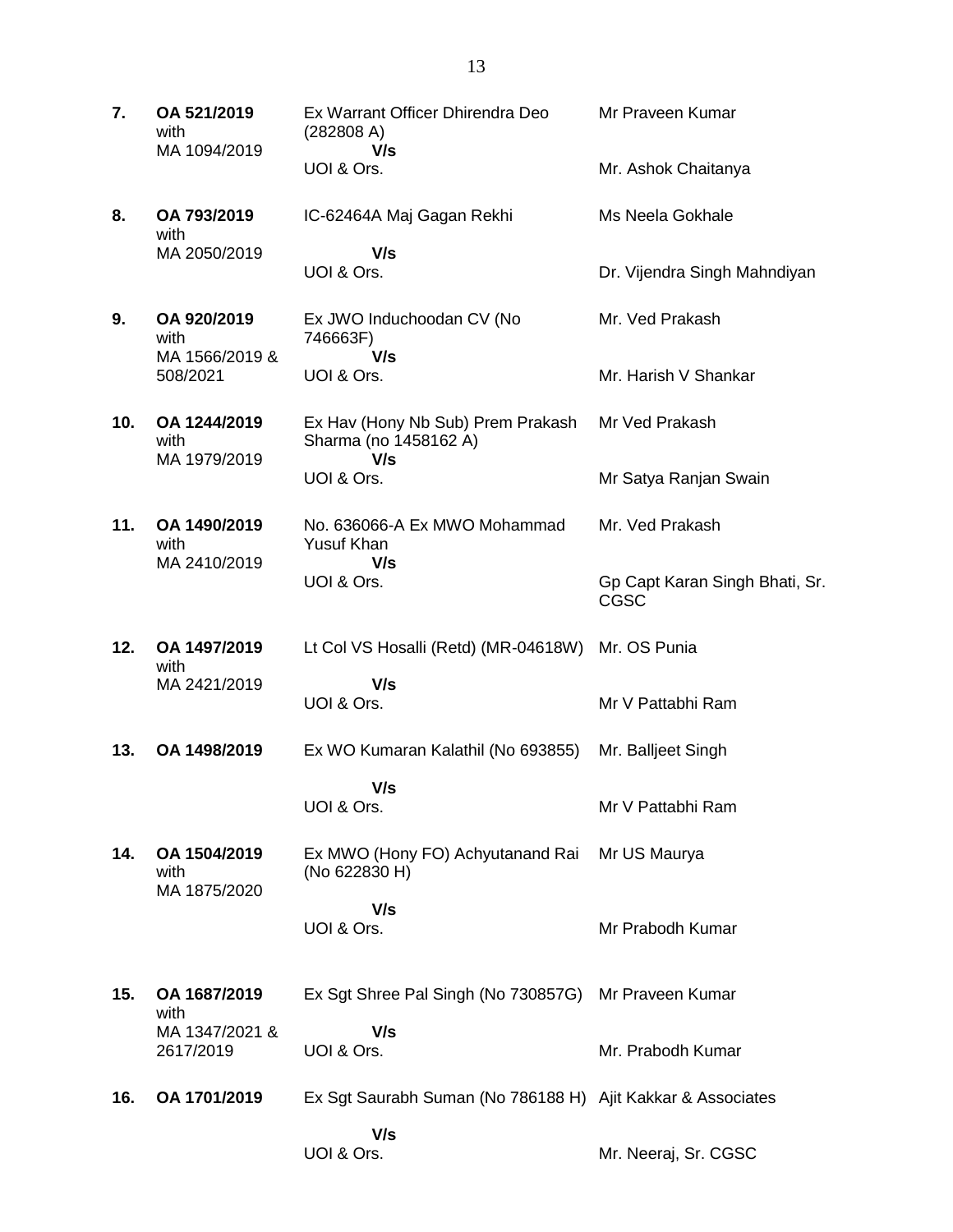| | | | |
|---|---|---|---|
| **7.** | **OA 521/2019** with MA 1094/2019 | Ex Warrant Officer Dhirendra Deo (282808 A) **V/s** UOI & Ors. | Mr Praveen Kumar<br><br>Mr. Ashok Chaitanya |
| **8.** | **OA 793/2019** with MA 2050/2019 | IC-62464A Maj Gagan Rekhi **V/s** UOI & Ors. | Ms Neela Gokhale<br><br>Dr. Vijendra Singh Mahndiyan |
| **9.** | **OA 920/2019** with MA 1566/2019 & 508/2021 | Ex JWO Induchoodan CV (No 746663F) **V/s** UOI & Ors. | Mr. Ved Prakash<br><br>Mr. Harish V Shankar |
| **10.** | **OA 1244/2019** with MA 1979/2019 | Ex Hav (Hony Nb Sub) Prem Prakash Sharma (no 1458162 A) **V/s** UOI & Ors. | Mr Ved Prakash<br><br>Mr Satya Ranjan Swain |
| **11.** | **OA 1490/2019** with MA 2410/2019 | No. 636066-A Ex MWO Mohammad Yusuf Khan **V/s** UOI & Ors. | Mr. Ved Prakash<br><br>Gp Capt Karan Singh Bhati, Sr. CGSC |
| **12.** | **OA 1497/2019** with MA 2421/2019 | Lt Col VS Hosalli (Retd) (MR-04618W) **V/s** UOI & Ors. | Mr. OS Punia<br><br>Mr V Pattabhi Ram |
| **13.** | **OA 1498/2019** | Ex WO Kumaran Kalathil (No 693855) **V/s** UOI & Ors. | Mr. Balljeet Singh<br><br>Mr V Pattabhi Ram |
| **14.** | **OA 1504/2019** with MA 1875/2020 | Ex MWO (Hony FO) Achyutanand Rai (No 622830 H) **V/s** UOI & Ors. | Mr US Maurya<br><br>Mr Prabodh Kumar |
| **15.** | **OA 1687/2019** with MA 1347/2021 & 2617/2019 | Ex Sgt Shree Pal Singh (No 730857G) **V/s** UOI & Ors. | Mr Praveen Kumar<br><br>Mr. Prabodh Kumar |
| **16.** | **OA 1701/2019** | Ex Sgt Saurabh Suman (No 786188 H) **V/s** UOI & Ors. | Ajit Kakkar & Associates<br><br>Mr. Neeraj, Sr. CGSC |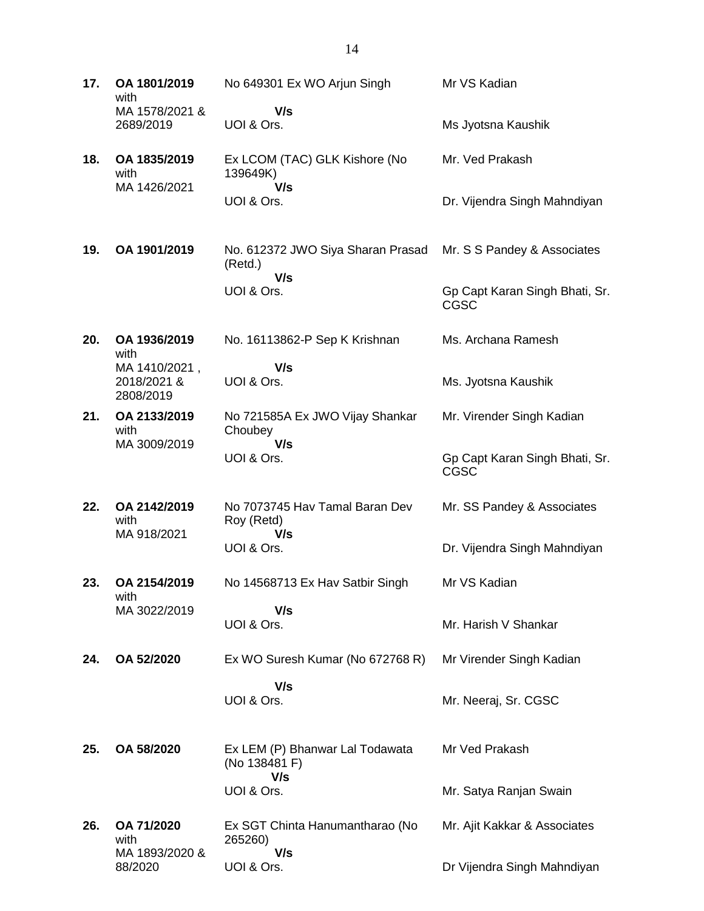| | | | |
|---|---|---|---|
| **17.** | **OA 1801/2019** with MA 1578/2021 & 2689/2019 | No 649301 Ex WO Arjun Singh<br>**V/s**<br>UOI & Ors. | Mr VS Kadian<br><br>Ms Jyotsna Kaushik |
| **18.** | **OA 1835/2019** with MA 1426/2021 | Ex LCOM (TAC) GLK Kishore (No 139649K)<br>**V/s**<br>UOI & Ors. | Mr. Ved Prakash<br><br>Dr. Vijendra Singh Mahndiyan |
| **19.** | **OA 1901/2019** | No. 612372 JWO Siya Sharan Prasad (Retd.)<br>**V/s**<br>UOI & Ors. | Mr. S S Pandey & Associates<br><br>Gp Capt Karan Singh Bhati, Sr. CGSC |
| **20.** | **OA 1936/2019** with MA 1410/2021 , 2018/2021 & 2808/2019 | No. 16113862-P Sep K Krishnan<br>**V/s**<br>UOI & Ors. | Ms. Archana Ramesh<br><br>Ms. Jyotsna Kaushik |
| **21.** | **OA 2133/2019** with MA 3009/2019 | No 721585A Ex JWO Vijay Shankar Choubey<br>**V/s**<br>UOI & Ors. | Mr. Virender Singh Kadian<br><br>Gp Capt Karan Singh Bhati, Sr. CGSC |
| **22.** | **OA 2142/2019** with MA 918/2021 | No 7073745 Hav Tamal Baran Dev Roy (Retd)<br>**V/s**<br>UOI & Ors. | Mr. SS Pandey & Associates<br><br>Dr. Vijendra Singh Mahndiyan |
| **23.** | **OA 2154/2019** with MA 3022/2019 | No 14568713 Ex Hav Satbir Singh<br>**V/s**<br>UOI & Ors. | Mr VS Kadian<br><br>Mr. Harish V Shankar |
| **24.** | **OA 52/2020** | Ex WO Suresh Kumar (No 672768 R)<br>**V/s**<br>UOI & Ors. | Mr Virender Singh Kadian<br><br>Mr. Neeraj, Sr. CGSC |
| **25.** | **OA 58/2020** | Ex LEM (P) Bhanwar Lal Todawata (No 138481 F)<br>**V/s**<br>UOI & Ors. | Mr Ved Prakash<br><br>Mr. Satya Ranjan Swain |
| **26.** | **OA 71/2020** with MA 1893/2020 & 88/2020 | Ex SGT Chinta Hanumantharao (No 265260)<br>**V/s**<br>UOI & Ors. | Mr. Ajit Kakkar & Associates<br><br>Dr Vijendra Singh Mahndiyan |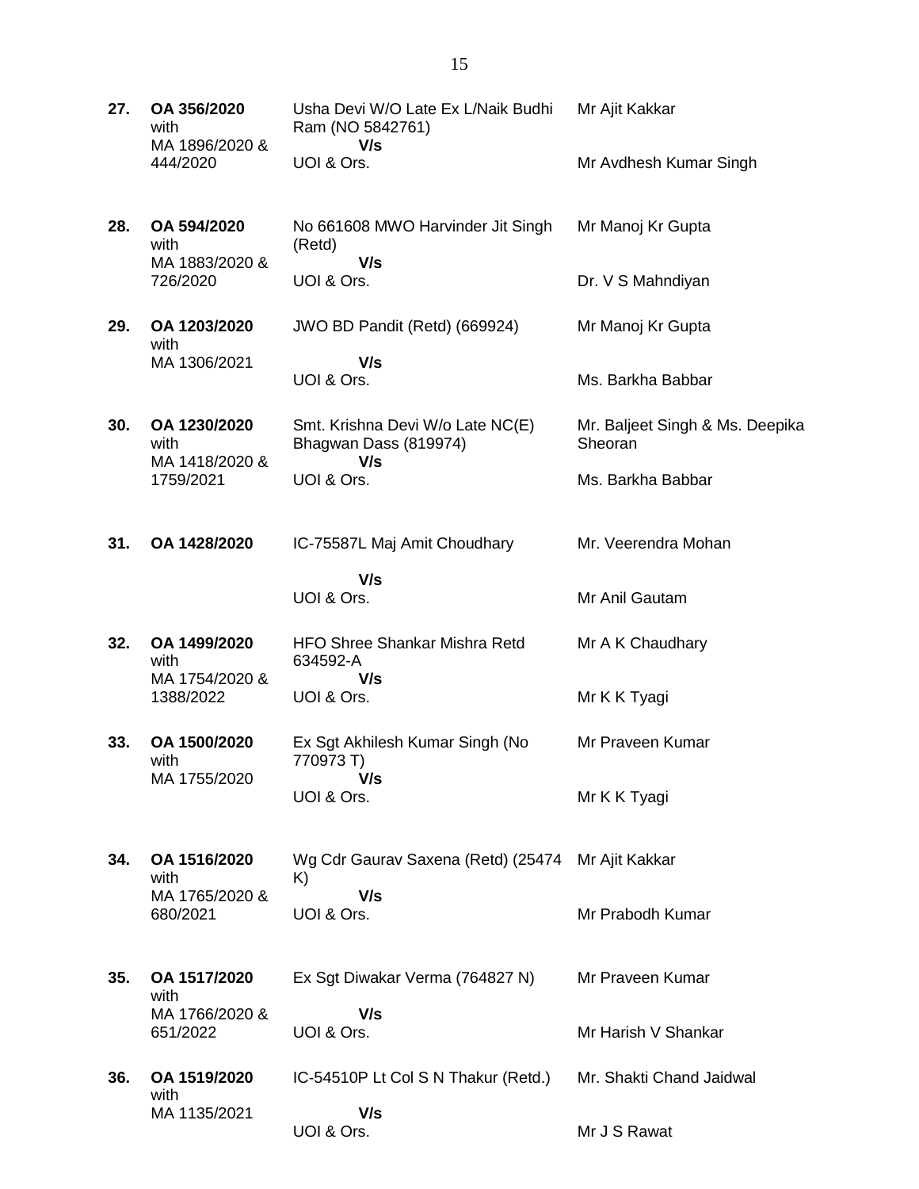| | | | |
|---|---|---|---|
| **27.** | **OA 356/2020** with MA 1896/2020 & 444/2020 | Usha Devi W/O Late Ex L/Naik Budhi Ram (NO 5842761) **V/s** UOI & Ors. | Mr Ajit Kakkar<br><br>Mr Avdhesh Kumar Singh |
| **28.** | **OA 594/2020** with MA 1883/2020 & 726/2020 | No 661608 MWO Harvinder Jit Singh (Retd) **V/s** UOI & Ors. | Mr Manoj Kr Gupta<br><br>Dr. V S Mahndiyan |
| **29.** | **OA 1203/2020** with MA 1306/2021 | JWO BD Pandit (Retd) (669924) **V/s** UOI & Ors. | Mr Manoj Kr Gupta<br><br>Ms. Barkha Babbar |
| **30.** | **OA 1230/2020** with MA 1418/2020 & 1759/2021 | Smt. Krishna Devi W/o Late NC(E) Bhagwan Dass (819974) **V/s** UOI & Ors. | Mr. Baljeet Singh & Ms. Deepika Sheoran<br><br>Ms. Barkha Babbar |
| **31.** | **OA 1428/2020** | IC-75587L Maj Amit Choudhary **V/s** UOI & Ors. | Mr. Veerendra Mohan<br><br>Mr Anil Gautam |
| **32.** | **OA 1499/2020** with MA 1754/2020 & 1388/2022 | HFO Shree Shankar Mishra Retd 634592-A **V/s** UOI & Ors. | Mr A K Chaudhary<br><br>Mr K K Tyagi |
| **33.** | **OA 1500/2020** with MA 1755/2020 | Ex Sgt Akhilesh Kumar Singh (No 770973 T) **V/s** UOI & Ors. | Mr Praveen Kumar<br><br>Mr K K Tyagi |
| **34.** | **OA 1516/2020** with MA 1765/2020 & 680/2021 | Wg Cdr Gaurav Saxena (Retd) (25474 K) **V/s** UOI & Ors. | Mr Ajit Kakkar<br><br>Mr Prabodh Kumar |
| **35.** | **OA 1517/2020** with MA 1766/2020 & 651/2022 | Ex Sgt Diwakar Verma (764827 N) **V/s** UOI & Ors. | Mr Praveen Kumar<br><br>Mr Harish V Shankar |
| **36.** | **OA 1519/2020** with MA 1135/2021 | IC-54510P Lt Col S N Thakur (Retd.) **V/s** UOI & Ors. | Mr. Shakti Chand Jaidwal<br><br>Mr J S Rawat |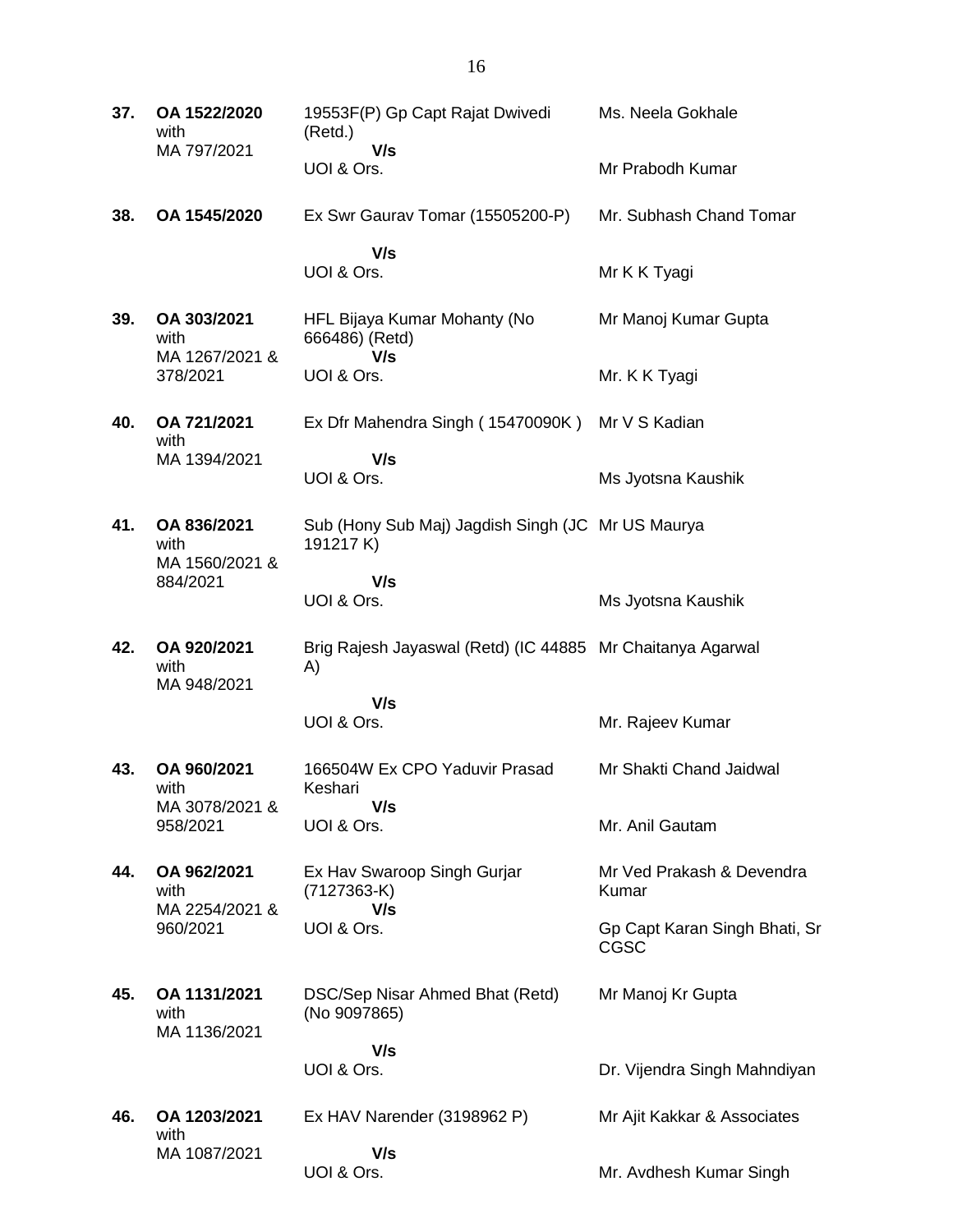| | | | |
|---|---|---|---|
| **37.** | **OA 1522/2020** with MA 797/2021 | 19553F(P) Gp Capt Rajat Dwivedi (Retd.)<br>**V/s**<br>UOI & Ors. | Ms. Neela Gokhale<br><br>Mr Prabodh Kumar |
| **38.** | **OA 1545/2020** | Ex Swr Gaurav Tomar (15505200-P)<br>**V/s**<br>UOI & Ors. | Mr. Subhash Chand Tomar<br><br>Mr K K Tyagi |
| **39.** | **OA 303/2021** with MA 1267/2021 & 378/2021 | HFL Bijaya Kumar Mohanty (No 666486) (Retd)<br>**V/s**<br>UOI & Ors. | Mr Manoj Kumar Gupta<br><br>Mr. K K Tyagi |
| **40.** | **OA 721/2021** with MA 1394/2021 | Ex Dfr Mahendra Singh ( 15470090K )<br>**V/s**<br>UOI & Ors. | Mr V S Kadian<br><br>Ms Jyotsna Kaushik |
| **41.** | **OA 836/2021** with MA 1560/2021 & 884/2021 | Sub (Hony Sub Maj) Jagdish Singh (JC 191217 K)<br>**V/s**<br>UOI & Ors. | Mr US Maurya<br><br>Ms Jyotsna Kaushik |
| **42.** | **OA 920/2021** with MA 948/2021 | Brig Rajesh Jayaswal (Retd) (IC 44885 A)<br>**V/s**<br>UOI & Ors. | Mr Chaitanya Agarwal<br><br>Mr. Rajeev Kumar |
| **43.** | **OA 960/2021** with MA 3078/2021 & 958/2021 | 166504W Ex CPO Yaduvir Prasad Keshari<br>**V/s**<br>UOI & Ors. | Mr Shakti Chand Jaidwal<br><br>Mr. Anil Gautam |
| **44.** | **OA 962/2021** with MA 2254/2021 & 960/2021 | Ex Hav Swaroop Singh Gurjar (7127363-K)<br>**V/s**<br>UOI & Ors. | Mr Ved Prakash & Devendra Kumar<br><br>Gp Capt Karan Singh Bhati, Sr CGSC |
| **45.** | **OA 1131/2021** with MA 1136/2021 | DSC/Sep Nisar Ahmed Bhat (Retd) (No 9097865)<br>**V/s**<br>UOI & Ors. | Mr Manoj Kr Gupta<br><br>Dr. Vijendra Singh Mahndiyan |
| **46.** | **OA 1203/2021** with MA 1087/2021 | Ex HAV Narender (3198962 P)<br>**V/s**<br>UOI & Ors. | Mr Ajit Kakkar & Associates<br><br>Mr. Avdhesh Kumar Singh |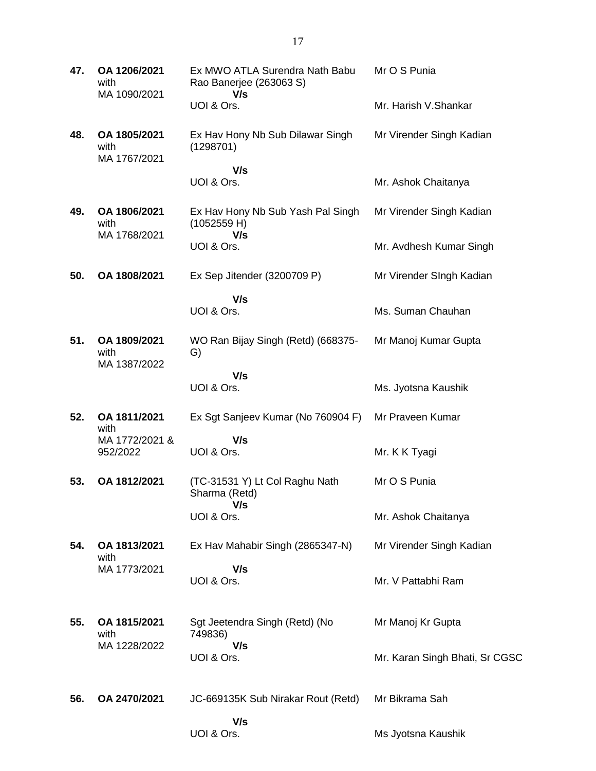| | | | |
|---|---|---|---|
| **47.** | **OA 1206/2021** with MA 1090/2021 | Ex MWO ATLA Surendra Nath Babu Rao Banerjee (263063 S) **V/s** UOI & Ors. | Mr O S Punia<br><br>Mr. Harish V.Shankar |
| **48.** | **OA 1805/2021** with MA 1767/2021 | Ex Hav Hony Nb Sub Dilawar Singh (1298701) **V/s** UOI & Ors. | Mr Virender Singh Kadian<br><br>Mr. Ashok Chaitanya |
| **49.** | **OA 1806/2021** with MA 1768/2021 | Ex Hav Hony Nb Sub Yash Pal Singh (1052559 H) **V/s** UOI & Ors. | Mr Virender Singh Kadian<br><br>Mr. Avdhesh Kumar Singh |
| **50.** | **OA 1808/2021** | Ex Sep Jitender (3200709 P) **V/s** UOI & Ors. | Mr Virender SIngh Kadian<br><br>Ms. Suman Chauhan |
| **51.** | **OA 1809/2021** with MA 1387/2022 | WO Ran Bijay Singh (Retd) (668375-G) **V/s** UOI & Ors. | Mr Manoj Kumar Gupta<br><br>Ms. Jyotsna Kaushik |
| **52.** | **OA 1811/2021** with MA 1772/2021 & 952/2022 | Ex Sgt Sanjeev Kumar (No 760904 F) **V/s** UOI & Ors. | Mr Praveen Kumar<br><br>Mr. K K Tyagi |
| **53.** | **OA 1812/2021** | (TC-31531 Y) Lt Col Raghu Nath Sharma (Retd) **V/s** UOI & Ors. | Mr O S Punia<br><br>Mr. Ashok Chaitanya |
| **54.** | **OA 1813/2021** with MA 1773/2021 | Ex Hav Mahabir Singh (2865347-N) **V/s** UOI & Ors. | Mr Virender Singh Kadian<br><br>Mr. V Pattabhi Ram |
| **55.** | **OA 1815/2021** with MA 1228/2022 | Sgt Jeetendra Singh (Retd) (No 749836) **V/s** UOI & Ors. | Mr Manoj Kr Gupta<br><br>Mr. Karan Singh Bhati, Sr CGSC |
| **56.** | **OA 2470/2021** | JC-669135K Sub Nirakar Rout (Retd) **V/s** UOI & Ors. | Mr Bikrama Sah<br><br>Ms Jyotsna Kaushik |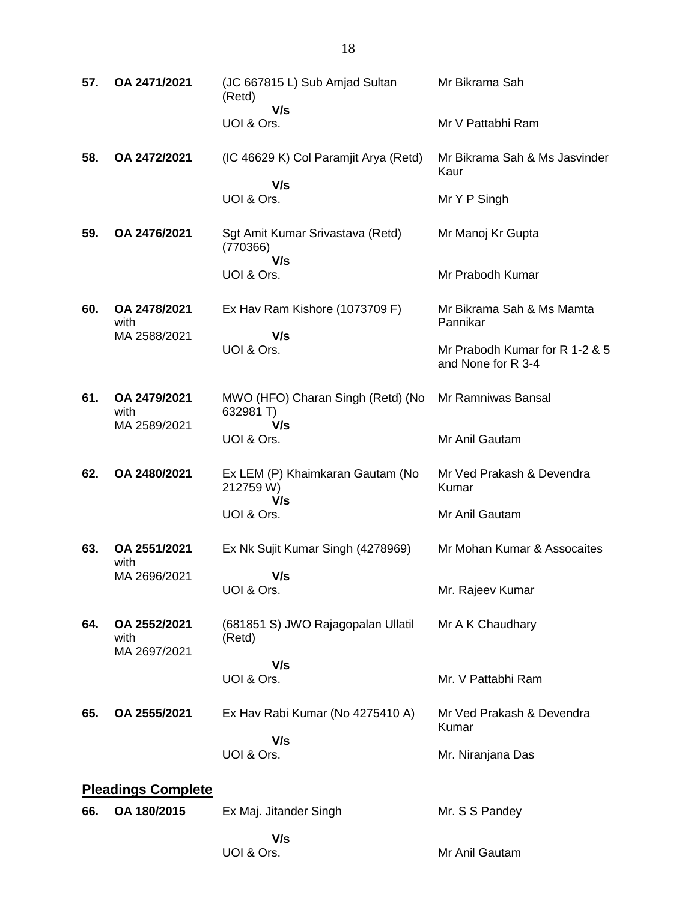| | | | |
|---|---|---|---|
| **57.** | **OA 2471/2021** | (JC 667815 L) Sub Amjad Sultan (Retd)<br>**V/s**<br>UOI & Ors. | Mr Bikrama Sah<br><br>Mr V Pattabhi Ram |
| **58.** | **OA 2472/2021** | (IC 46629 K) Col Paramjit Arya (Retd)<br>**V/s**<br>UOI & Ors. | Mr Bikrama Sah & Ms Jasvinder Kaur<br><br>Mr Y P Singh |
| **59.** | **OA 2476/2021** | Sgt Amit Kumar Srivastava (Retd) (770366)<br>**V/s**<br>UOI & Ors. | Mr Manoj Kr Gupta<br><br>Mr Prabodh Kumar |
| **60.** | **OA 2478/2021** with MA 2588/2021 | Ex Hav Ram Kishore (1073709 F)<br>**V/s**<br>UOI & Ors. | Mr Bikrama Sah & Ms Mamta Pannikar<br><br>Mr Prabodh Kumar for R 1-2 & 5 and None for R 3-4 |
| **61.** | **OA 2479/2021** with MA 2589/2021 | MWO (HFO) Charan Singh (Retd) (No 632981 T)<br>**V/s**<br>UOI & Ors. | Mr Ramniwas Bansal<br><br>Mr Anil Gautam |
| **62.** | **OA 2480/2021** | Ex LEM (P) Khaimkaran Gautam (No 212759 W)<br>**V/s**<br>UOI & Ors. | Mr Ved Prakash & Devendra Kumar<br><br>Mr Anil Gautam |
| **63.** | **OA 2551/2021** with MA 2696/2021 | Ex Nk Sujit Kumar Singh (4278969)<br>**V/s**<br>UOI & Ors. | Mr Mohan Kumar & Assocaites<br><br>Mr. Rajeev Kumar |
| **64.** | **OA 2552/2021** with MA 2697/2021 | (681851 S) JWO Rajagopalan Ullatil (Retd)<br>**V/s**<br>UOI & Ors. | Mr A K Chaudhary<br><br>Mr. V Pattabhi Ram |
| **65.** | **OA 2555/2021** | Ex Hav Rabi Kumar (No 4275410 A)<br>**V/s**<br>UOI & Ors. | Mr Ved Prakash & Devendra Kumar<br><br>Mr. Niranjana Das |

## **Pleadings Complete**

| | | | |
|---|---|---|---|
| **66.** | **OA 180/2015** | Ex Maj. Jitander Singh<br>**V/s**<br>UOI & Ors. | Mr. S S Pandey<br><br>Mr Anil Gautam |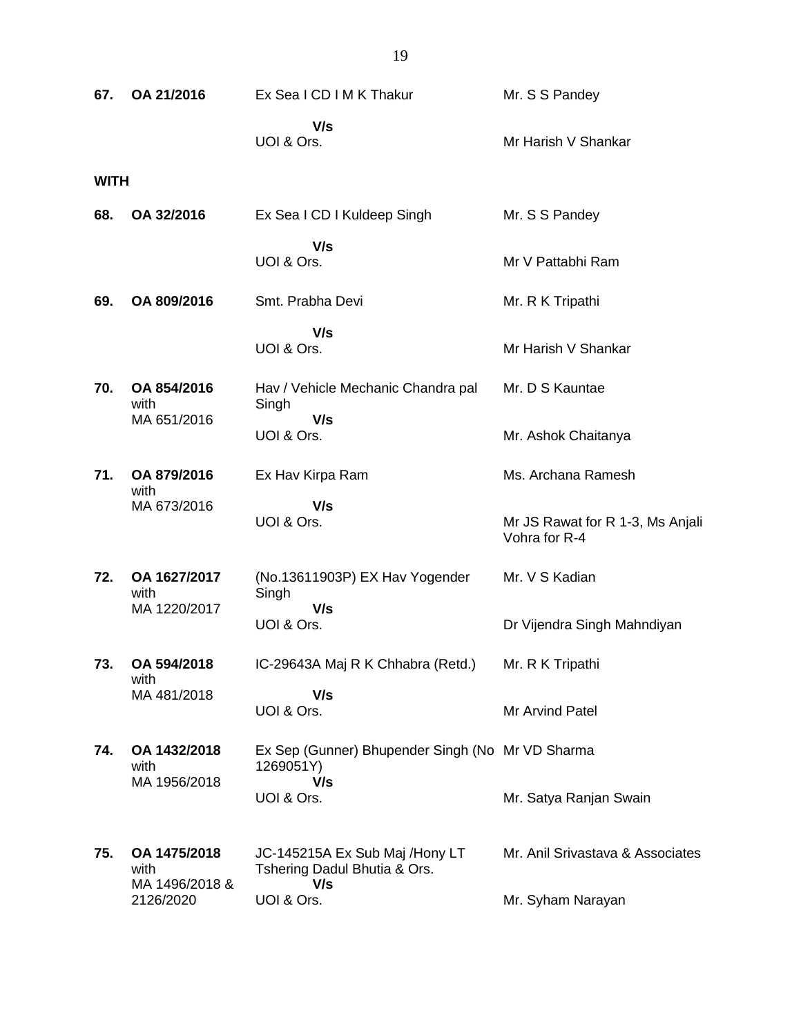| | | | |
|---|---|---|---|
| **67.** | **OA 21/2016** | Ex Sea I CD I M K Thakur<br>**V/s**<br>UOI & Ors. | Mr. S S Pandey<br><br>Mr Harish V Shankar |
| **WITH** | | | |
| **68.** | **OA 32/2016** | Ex Sea I CD I Kuldeep Singh<br>**V/s**<br>UOI & Ors. | Mr. S S Pandey<br><br>Mr V Pattabhi Ram |
| **69.** | **OA 809/2016** | Smt. Prabha Devi<br>**V/s**<br>UOI & Ors. | Mr. R K Tripathi<br><br>Mr Harish V Shankar |
| **70.** | **OA 854/2016** with MA 651/2016 | Hav / Vehicle Mechanic Chandra pal Singh<br>**V/s**<br>UOI & Ors. | Mr. D S Kauntae<br><br>Mr. Ashok Chaitanya |
| **71.** | **OA 879/2016** with MA 673/2016 | Ex Hav Kirpa Ram<br>**V/s**<br>UOI & Ors. | Ms. Archana Ramesh<br><br>Mr JS Rawat for R 1-3, Ms Anjali Vohra for R-4 |
| **72.** | **OA 1627/2017** with MA 1220/2017 | (No.13611903P) EX Hav Yogender Singh<br>**V/s**<br>UOI & Ors. | Mr. V S Kadian<br><br>Dr Vijendra Singh Mahndiyan |
| **73.** | **OA 594/2018** with MA 481/2018 | IC-29643A Maj R K Chhabra (Retd.)<br>**V/s**<br>UOI & Ors. | Mr. R K Tripathi<br><br>Mr Arvind Patel |
| **74.** | **OA 1432/2018** with MA 1956/2018 | Ex Sep (Gunner) Bhupender Singh (No 1269051Y)<br>**V/s**<br>UOI & Ors. | Mr VD Sharma<br><br>Mr. Satya Ranjan Swain |
| **75.** | **OA 1475/2018** with MA 1496/2018 & 2126/2020 | JC-145215A Ex Sub Maj /Hony LT Tshering Dadul Bhutia & Ors.<br>**V/s**<br>UOI & Ors. | Mr. Anil Srivastava & Associates<br><br>Mr. Syham Narayan |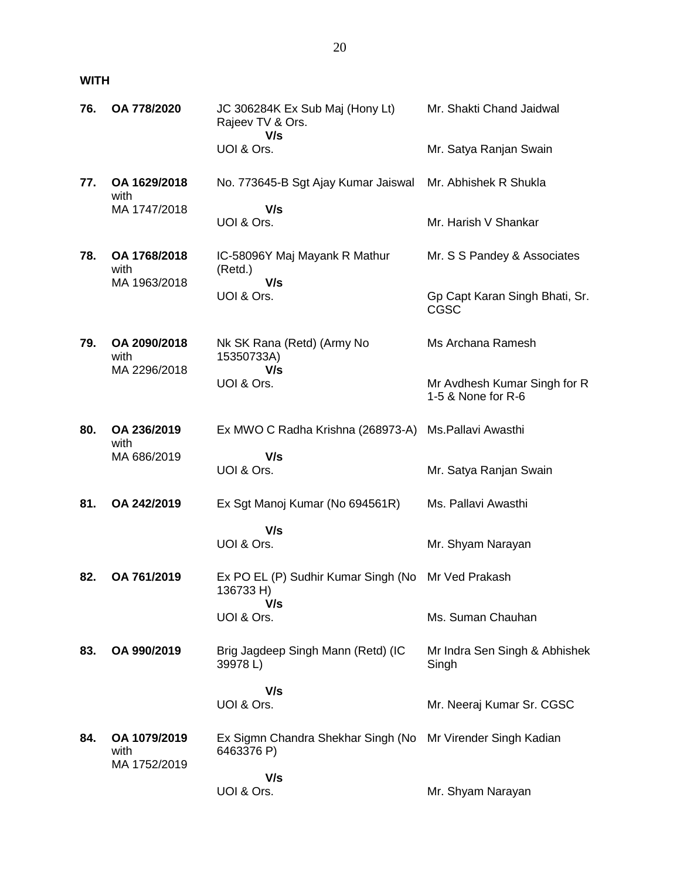**WITH**

| | | | |
|---|---|---|---|
| **76.** | **OA 778/2020** | JC 306284K Ex Sub Maj (Hony Lt) Rajeev TV & Ors.<br>**V/s**<br>UOI & Ors. | Mr. Shakti Chand Jaidwal<br><br>Mr. Satya Ranjan Swain |
| **77.** | **OA 1629/2018** with MA 1747/2018 | No. 773645-B Sgt Ajay Kumar Jaiswal<br>**V/s**<br>UOI & Ors. | Mr. Abhishek R Shukla<br><br>Mr. Harish V Shankar |
| **78.** | **OA 1768/2018** with MA 1963/2018 | IC-58096Y Maj Mayank R Mathur (Retd.)<br>**V/s**<br>UOI & Ors. | Mr. S S Pandey & Associates<br><br>Gp Capt Karan Singh Bhati, Sr. CGSC |
| **79.** | **OA 2090/2018** with MA 2296/2018 | Nk SK Rana (Retd) (Army No 15350733A)<br>**V/s**<br>UOI & Ors. | Ms Archana Ramesh<br><br>Mr Avdhesh Kumar Singh for R 1-5 & None for R-6 |
| **80.** | **OA 236/2019** with MA 686/2019 | Ex MWO C Radha Krishna (268973-A)<br>**V/s**<br>UOI & Ors. | Ms.Pallavi Awasthi<br><br>Mr. Satya Ranjan Swain |
| **81.** | **OA 242/2019** | Ex Sgt Manoj Kumar (No 694561R)<br>**V/s**<br>UOI & Ors. | Ms. Pallavi Awasthi<br><br>Mr. Shyam Narayan |
| **82.** | **OA 761/2019** | Ex PO EL (P) Sudhir Kumar Singh (No 136733 H)<br>**V/s**<br>UOI & Ors. | Mr Ved Prakash<br><br>Ms. Suman Chauhan |
| **83.** | **OA 990/2019** | Brig Jagdeep Singh Mann (Retd) (IC 39978 L)<br>**V/s**<br>UOI & Ors. | Mr Indra Sen Singh & Abhishek Singh<br><br>Mr. Neeraj Kumar Sr. CGSC |
| **84.** | **OA 1079/2019** with MA 1752/2019 | Ex Sigmn Chandra Shekhar Singh (No 6463376 P)<br>**V/s**<br>UOI & Ors. | Mr Virender Singh Kadian<br><br>Mr. Shyam Narayan |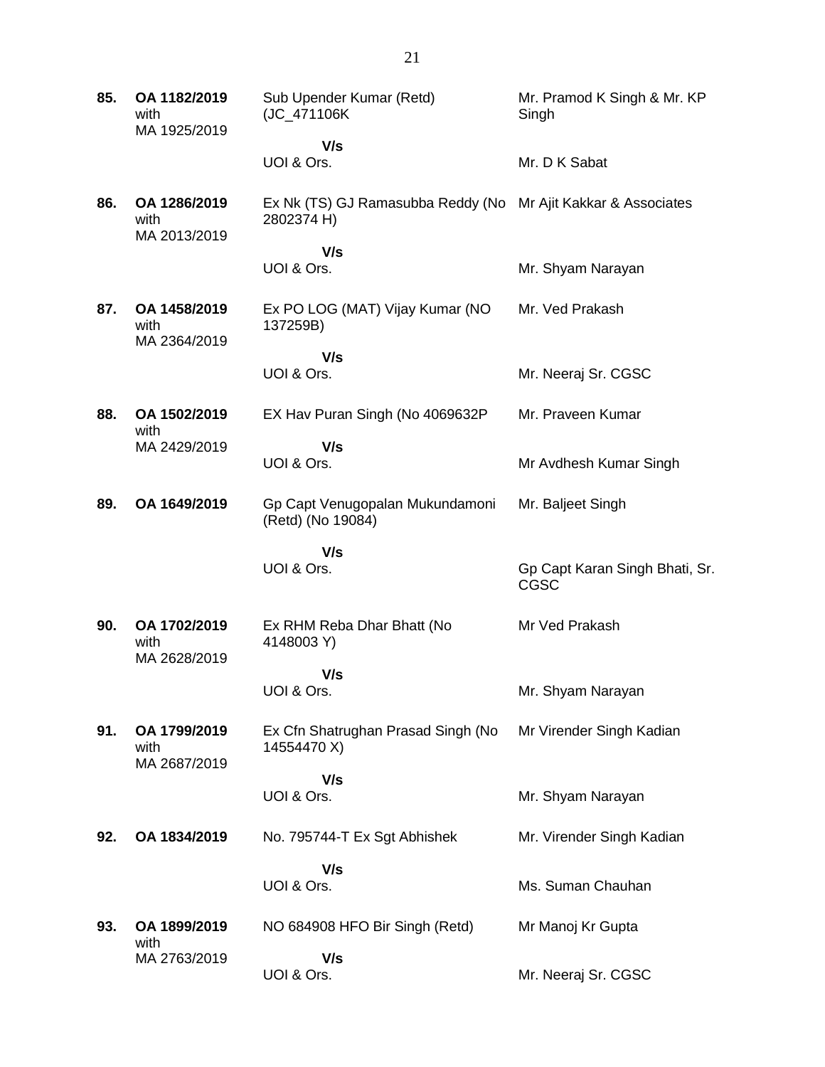| | | | |
|---|---|---|---|
| **85.** | **OA 1182/2019** with MA 1925/2019 | Sub Upender Kumar (Retd) (JC_471106K<br><br>**V/s**<br>UOI & Ors. | Mr. Pramod K Singh & Mr. KP Singh<br><br>Mr. D K Sabat |
| **86.** | **OA 1286/2019** with MA 2013/2019 | Ex Nk (TS) GJ Ramasubba Reddy (No 2802374 H)<br><br>**V/s**<br>UOI & Ors. | Mr Ajit Kakkar & Associates<br><br>Mr. Shyam Narayan |
| **87.** | **OA 1458/2019** with MA 2364/2019 | Ex PO LOG (MAT) Vijay Kumar (NO 137259B)<br><br>**V/s**<br>UOI & Ors. | Mr. Ved Prakash<br><br>Mr. Neeraj Sr. CGSC |
| **88.** | **OA 1502/2019** with MA 2429/2019 | EX Hav Puran Singh (No 4069632P<br><br>**V/s**<br>UOI & Ors. | Mr. Praveen Kumar<br><br>Mr Avdhesh Kumar Singh |
| **89.** | **OA 1649/2019** | Gp Capt Venugopalan Mukundamoni (Retd) (No 19084)<br><br>**V/s**<br>UOI & Ors. | Mr. Baljeet Singh<br><br>Gp Capt Karan Singh Bhati, Sr. CGSC |
| **90.** | **OA 1702/2019** with MA 2628/2019 | Ex RHM Reba Dhar Bhatt (No 4148003 Y)<br><br>**V/s**<br>UOI & Ors. | Mr Ved Prakash<br><br>Mr. Shyam Narayan |
| **91.** | **OA 1799/2019** with MA 2687/2019 | Ex Cfn Shatrughan Prasad Singh (No 14554470 X)<br><br>**V/s**<br>UOI & Ors. | Mr Virender Singh Kadian<br><br>Mr. Shyam Narayan |
| **92.** | **OA 1834/2019** | No. 795744-T Ex Sgt Abhishek<br><br>**V/s**<br>UOI & Ors. | Mr. Virender Singh Kadian<br><br>Ms. Suman Chauhan |
| **93.** | **OA 1899/2019** with MA 2763/2019 | NO 684908 HFO Bir Singh (Retd)<br><br>**V/s**<br>UOI & Ors. | Mr Manoj Kr Gupta<br><br>Mr. Neeraj Sr. CGSC |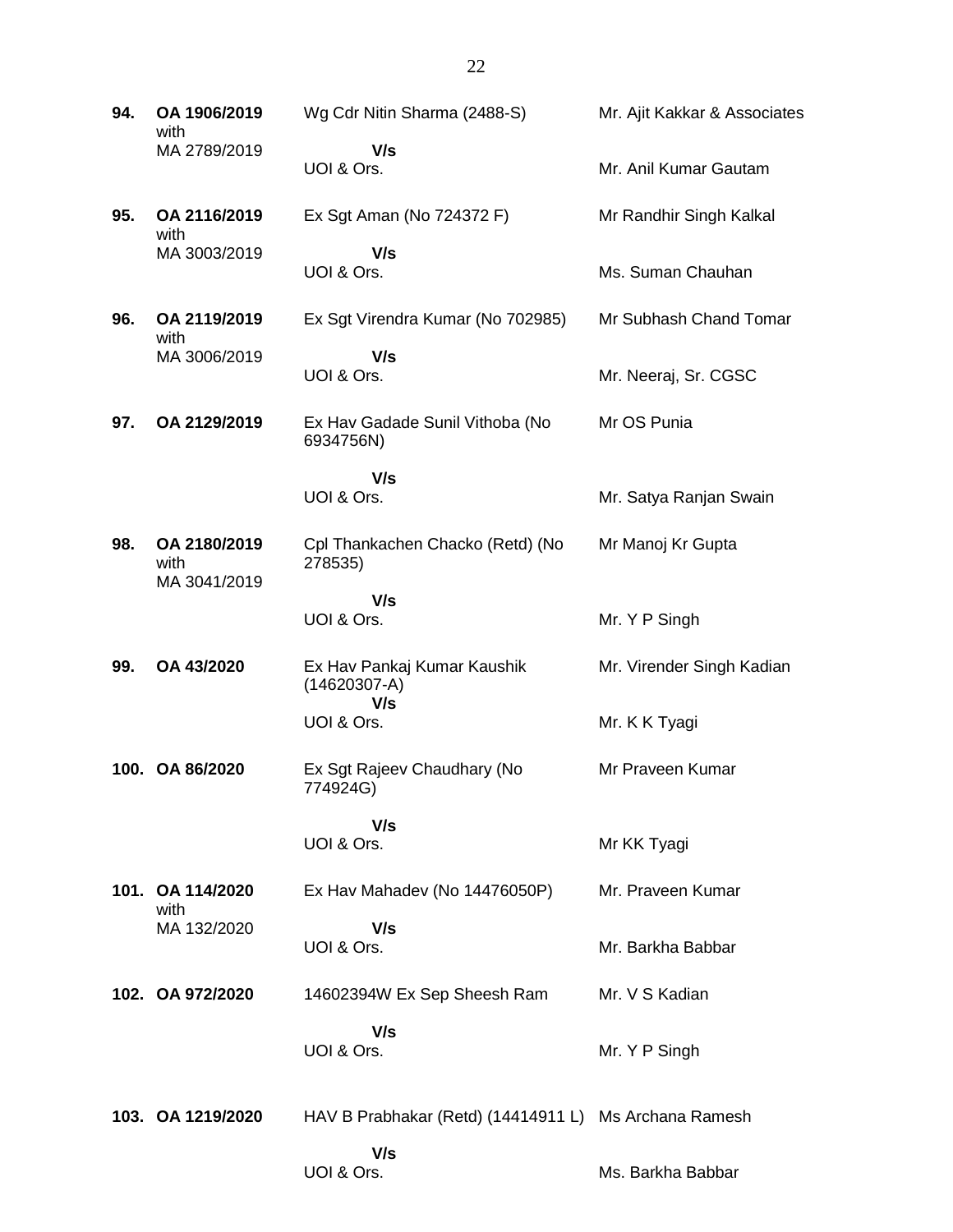| | | | |
|---|---|---|---|
| **94.** | **OA 1906/2019** with MA 2789/2019 | Wg Cdr Nitin Sharma (2488-S) **V/s** UOI & Ors. | Mr. Ajit Kakkar & Associates<br><br>Mr. Anil Kumar Gautam |
| **95.** | **OA 2116/2019** with MA 3003/2019 | Ex Sgt Aman (No 724372 F) **V/s** UOI & Ors. | Mr Randhir Singh Kalkal<br><br>Ms. Suman Chauhan |
| **96.** | **OA 2119/2019** with MA 3006/2019 | Ex Sgt Virendra Kumar (No 702985) **V/s** UOI & Ors. | Mr Subhash Chand Tomar<br><br>Mr. Neeraj, Sr. CGSC |
| **97.** | **OA 2129/2019** | Ex Hav Gadade Sunil Vithoba (No 6934756N) **V/s** UOI & Ors. | Mr OS Punia<br><br>Mr. Satya Ranjan Swain |
| **98.** | **OA 2180/2019** with MA 3041/2019 | Cpl Thankachen Chacko (Retd) (No 278535) **V/s** UOI & Ors. | Mr Manoj Kr Gupta<br><br>Mr. Y P Singh |
| **99.** | **OA 43/2020** | Ex Hav Pankaj Kumar Kaushik (14620307-A) **V/s** UOI & Ors. | Mr. Virender Singh Kadian<br><br>Mr. K K Tyagi |
| **100.** | **OA 86/2020** | Ex Sgt Rajeev Chaudhary (No 774924G) **V/s** UOI & Ors. | Mr Praveen Kumar<br><br>Mr KK Tyagi |
| **101.** | **OA 114/2020** with MA 132/2020 | Ex Hav Mahadev (No 14476050P) **V/s** UOI & Ors. | Mr. Praveen Kumar<br><br>Mr. Barkha Babbar |
| **102.** | **OA 972/2020** | 14602394W Ex Sep Sheesh Ram **V/s** UOI & Ors. | Mr. V S Kadian<br><br>Mr. Y P Singh |
| **103.** | **OA 1219/2020** | HAV B Prabhakar (Retd) (14414911 L) **V/s** UOI & Ors. | Ms Archana Ramesh<br><br>Ms. Barkha Babbar |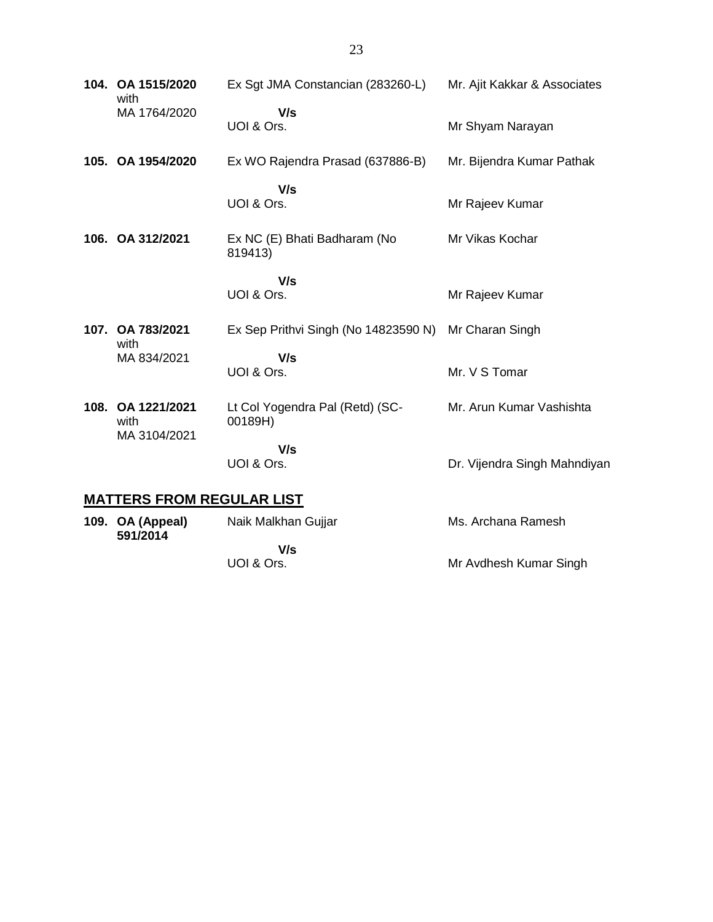| | | | |
|---|---|---|---|
| **104.** | **OA 1515/2020** with MA 1764/2020 | Ex Sgt JMA Constancian (283260-L) **V/s** UOI & Ors. | Mr. Ajit Kakkar & Associates<br><br>Mr Shyam Narayan |
| **105.** | **OA 1954/2020** | Ex WO Rajendra Prasad (637886-B) **V/s** UOI & Ors. | Mr. Bijendra Kumar Pathak<br><br>Mr Rajeev Kumar |
| **106.** | **OA 312/2021** | Ex NC (E) Bhati Badharam (No 819413) **V/s** UOI & Ors. | Mr Vikas Kochar<br><br>Mr Rajeev Kumar |
| **107.** | **OA 783/2021** with MA 834/2021 | Ex Sep Prithvi Singh (No 14823590 N) **V/s** UOI & Ors. | Mr Charan Singh<br><br>Mr. V S Tomar |
| **108.** | **OA 1221/2021** with MA 3104/2021 | Lt Col Yogendra Pal (Retd) (SC-00189H) **V/s** UOI & Ors. | Mr. Arun Kumar Vashishta<br><br>Dr. Vijendra Singh Mahndiyan |

## MATTERS FROM REGULAR LIST

| | | | |
|---|---|---|---|
| **109.** | **OA (Appeal) 591/2014** | Naik Malkhan Gujjar **V/s** UOI & Ors. | Ms. Archana Ramesh<br><br>Mr Avdhesh Kumar Singh |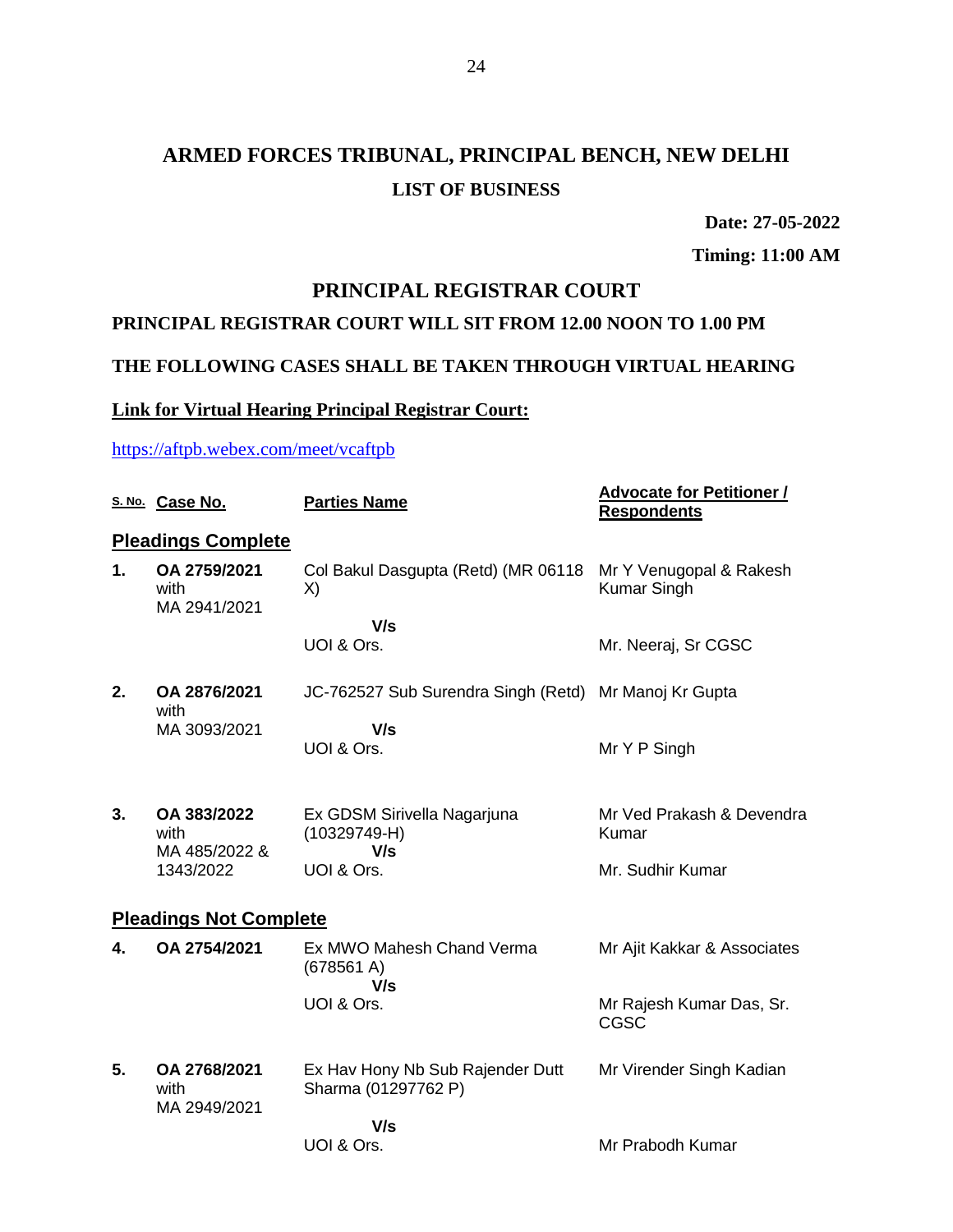# ARMED FORCES TRIBUNAL, PRINCIPAL BENCH, NEW DELHI

## LIST OF BUSINESS

**Date: 27-05-2022**

**Timing: 11:00 AM**

## PRINCIPAL REGISTRAR COURT

**PRINCIPAL REGISTRAR COURT WILL SIT FROM 12.00 NOON TO 1.00 PM**

**THE FOLLOWING CASES SHALL BE TAKEN THROUGH VIRTUAL HEARING**

**Link for Virtual Hearing Principal Registrar Court:**

https://aftpb.webex.com/meet/vcaftpb

| S. No. | Case No. | Parties Name | Advocate for Petitioner / Respondents |
|---|---|---|---|
| **Pleadings Complete** | | | |
| **1.** | **OA 2759/2021** with MA 2941/2021 | Col Bakul Dasgupta (Retd) (MR 06118 X) **V/s** UOI & Ors. | Mr Y Venugopal & Rakesh Kumar Singh<br>Mr. Neeraj, Sr CGSC |
| **2.** | **OA 2876/2021** with MA 3093/2021 | JC-762527 Sub Surendra Singh (Retd) **V/s** UOI & Ors. | Mr Manoj Kr Gupta<br>Mr Y P Singh |
| **3.** | **OA 383/2022** with MA 485/2022 & 1343/2022 | Ex GDSM Sirivella Nagarjuna (10329749-H) **V/s** UOI & Ors. | Mr Ved Prakash & Devendra Kumar<br>Mr. Sudhir Kumar |
| **Pleadings Not Complete** | | | |
| **4.** | **OA 2754/2021** | Ex MWO Mahesh Chand Verma (678561 A) **V/s** UOI & Ors. | Mr Ajit Kakkar & Associates<br>Mr Rajesh Kumar Das, Sr. CGSC |
| **5.** | **OA 2768/2021** with MA 2949/2021 | Ex Hav Hony Nb Sub Rajender Dutt Sharma (01297762 P) **V/s** UOI & Ors. | Mr Virender Singh Kadian<br>Mr Prabodh Kumar |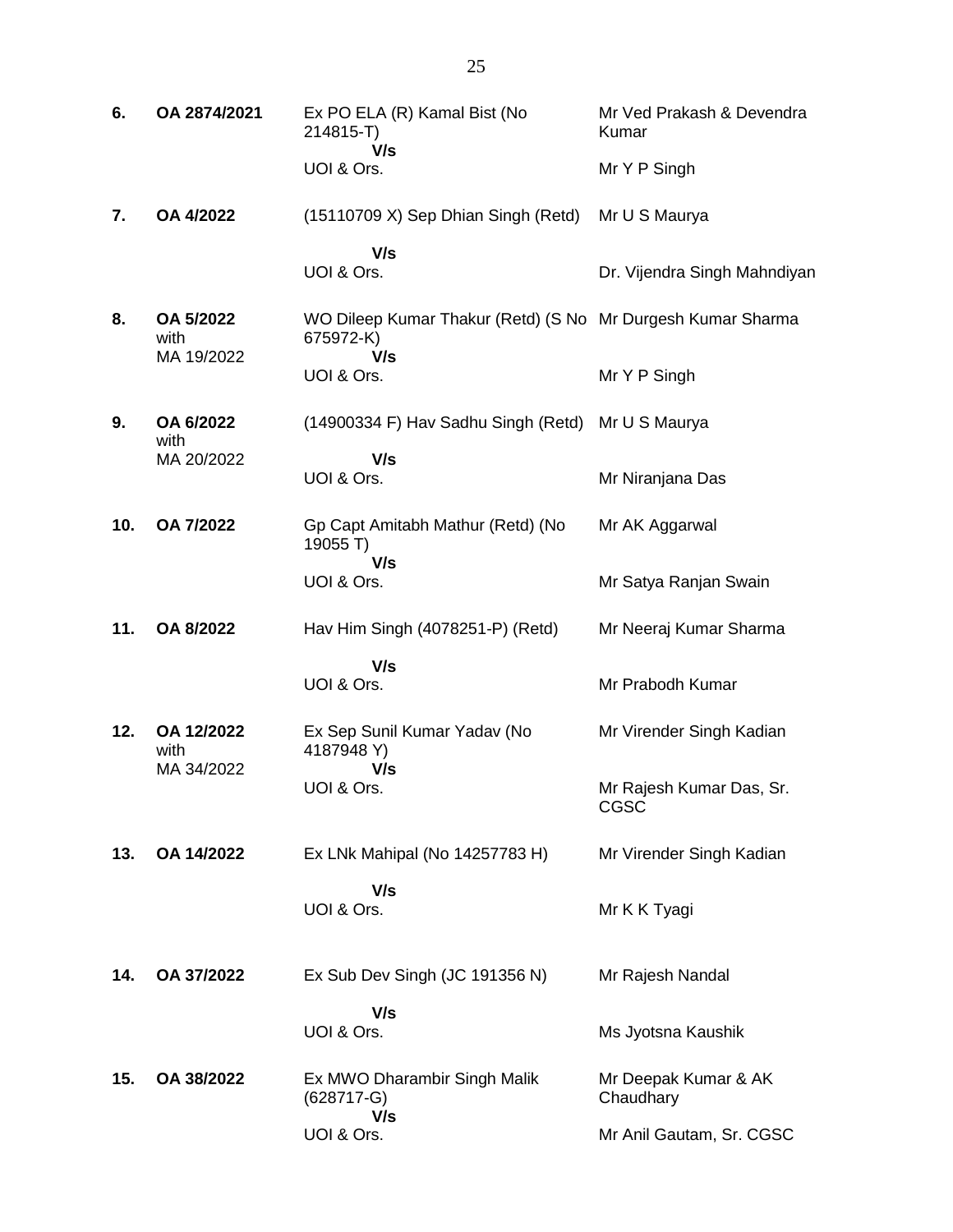| | | | |
|---|---|---|---|
| **6.** | **OA 2874/2021** | Ex PO ELA (R) Kamal Bist (No 214815-T)<br>**V/s**<br>UOI & Ors. | Mr Ved Prakash & Devendra Kumar<br><br>Mr Y P Singh |
| **7.** | **OA 4/2022** | (15110709 X) Sep Dhian Singh (Retd)<br>**V/s**<br>UOI & Ors. | Mr U S Maurya<br><br>Dr. Vijendra Singh Mahndiyan |
| **8.** | **OA 5/2022**<br>with<br>MA 19/2022 | WO Dileep Kumar Thakur (Retd) (S No 675972-K)<br>**V/s**<br>UOI & Ors. | Mr Durgesh Kumar Sharma<br><br>Mr Y P Singh |
| **9.** | **OA 6/2022**<br>with<br>MA 20/2022 | (14900334 F) Hav Sadhu Singh (Retd)<br>**V/s**<br>UOI & Ors. | Mr U S Maurya<br><br>Mr Niranjana Das |
| **10.** | **OA 7/2022** | Gp Capt Amitabh Mathur (Retd) (No 19055 T)<br>**V/s**<br>UOI & Ors. | Mr AK Aggarwal<br><br>Mr Satya Ranjan Swain |
| **11.** | **OA 8/2022** | Hav Him Singh (4078251-P) (Retd)<br>**V/s**<br>UOI & Ors. | Mr Neeraj Kumar Sharma<br><br>Mr Prabodh Kumar |
| **12.** | **OA 12/2022**<br>with<br>MA 34/2022 | Ex Sep Sunil Kumar Yadav (No 4187948 Y)<br>**V/s**<br>UOI & Ors. | Mr Virender Singh Kadian<br><br>Mr Rajesh Kumar Das, Sr. CGSC |
| **13.** | **OA 14/2022** | Ex LNk Mahipal (No 14257783 H)<br>**V/s**<br>UOI & Ors. | Mr Virender Singh Kadian<br><br>Mr K K Tyagi |
| **14.** | **OA 37/2022** | Ex Sub Dev Singh (JC 191356 N)<br>**V/s**<br>UOI & Ors. | Mr Rajesh Nandal<br><br>Ms Jyotsna Kaushik |
| **15.** | **OA 38/2022** | Ex MWO Dharambir Singh Malik (628717-G)<br>**V/s**<br>UOI & Ors. | Mr Deepak Kumar & AK Chaudhary<br><br>Mr Anil Gautam, Sr. CGSC |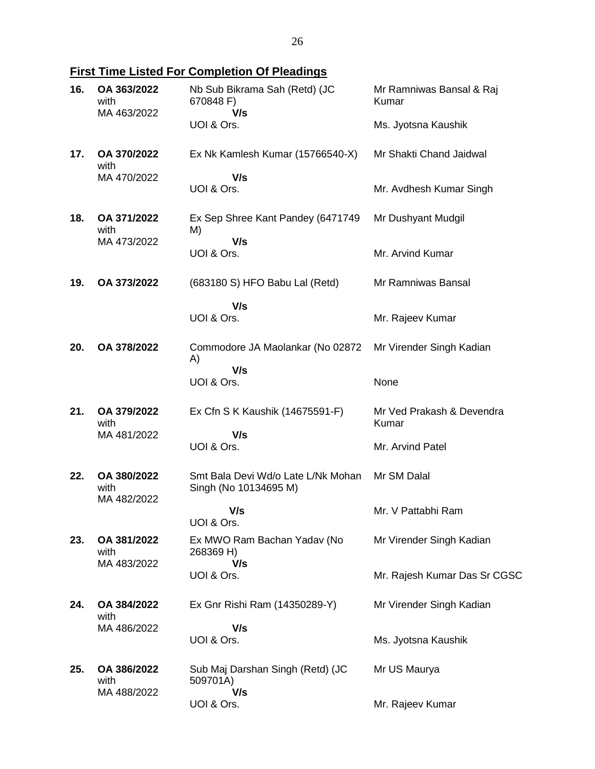**First Time Listed For Completion Of Pleadings**

| No. | Case No. | Parties | Counsel |
|---|---|---|---|
| 16. | **OA 363/2022** with MA 463/2022 | Nb Sub Bikrama Sah (Retd) (JC 670848 F) **V/s** UOI & Ors. | Mr Ramniwas Bansal & Raj Kumar<br>Ms. Jyotsna Kaushik |
| 17. | **OA 370/2022** with MA 470/2022 | Ex Nk Kamlesh Kumar (15766540-X) **V/s** UOI & Ors. | Mr Shakti Chand Jaidwal<br>Mr. Avdhesh Kumar Singh |
| 18. | **OA 371/2022** with MA 473/2022 | Ex Sep Shree Kant Pandey (6471749 M) **V/s** UOI & Ors. | Mr Dushyant Mudgil<br>Mr. Arvind Kumar |
| 19. | **OA 373/2022** | (683180 S) HFO Babu Lal (Retd) **V/s** UOI & Ors. | Mr Ramniwas Bansal<br>Mr. Rajeev Kumar |
| 20. | **OA 378/2022** | Commodore JA Maolankar (No 02872 A) **V/s** UOI & Ors. | Mr Virender Singh Kadian<br>None |
| 21. | **OA 379/2022** with MA 481/2022 | Ex Cfn S K Kaushik (14675591-F) **V/s** UOI & Ors. | Mr Ved Prakash & Devendra Kumar<br>Mr. Arvind Patel |
| 22. | **OA 380/2022** with MA 482/2022 | Smt Bala Devi Wd/o Late L/Nk Mohan Singh (No 10134695 M) **V/s** UOI & Ors. | Mr SM Dalal<br>Mr. V Pattabhi Ram |
| 23. | **OA 381/2022** with MA 483/2022 | Ex MWO Ram Bachan Yadav (No 268369 H) **V/s** UOI & Ors. | Mr Virender Singh Kadian<br>Mr. Rajesh Kumar Das Sr CGSC |
| 24. | **OA 384/2022** with MA 486/2022 | Ex Gnr Rishi Ram (14350289-Y) **V/s** UOI & Ors. | Mr Virender Singh Kadian<br>Ms. Jyotsna Kaushik |
| 25. | **OA 386/2022** with MA 488/2022 | Sub Maj Darshan Singh (Retd) (JC 509701A) **V/s** UOI & Ors. | Mr US Maurya<br>Mr. Rajeev Kumar |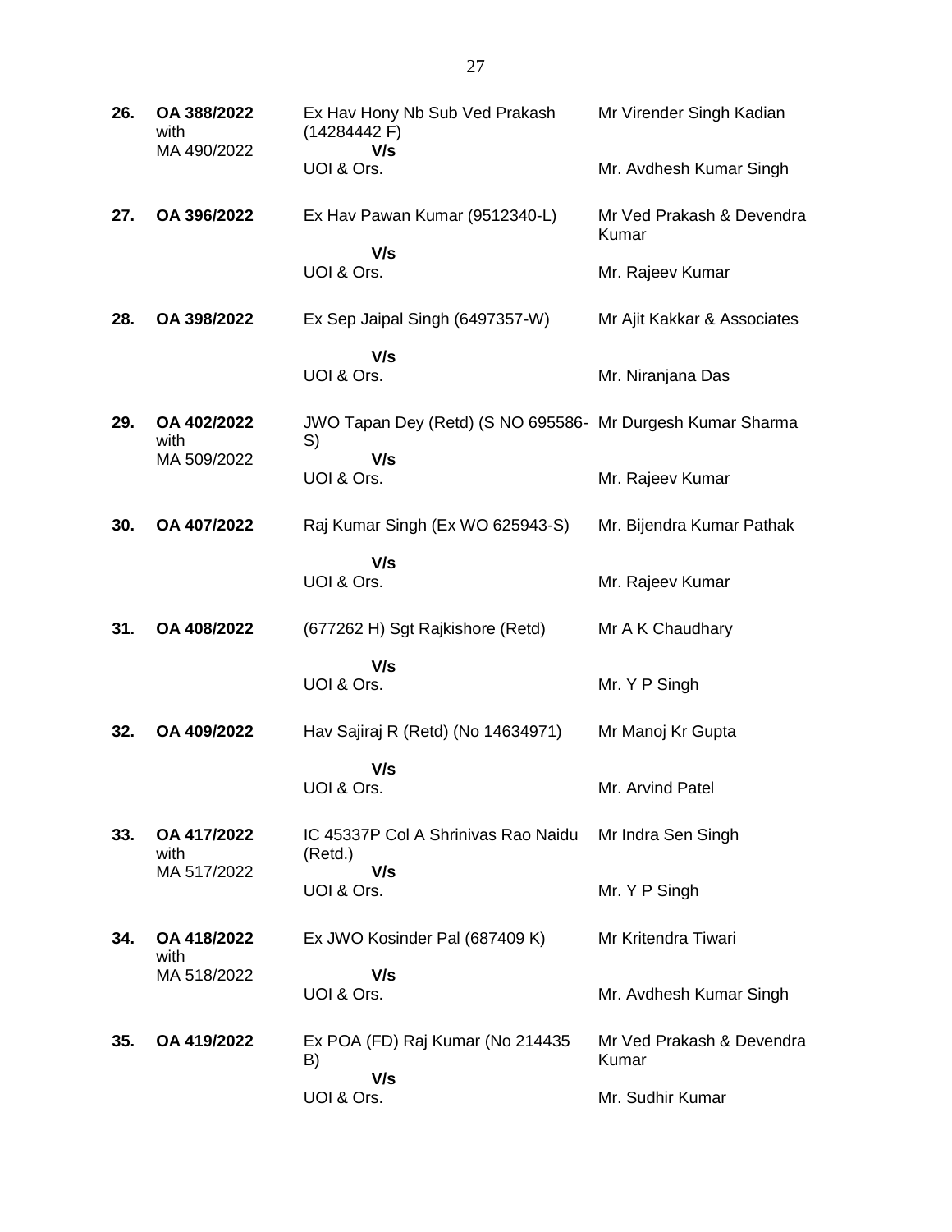| | | | |
|---|---|---|---|
| **26.** | **OA 388/2022** with MA 490/2022 | Ex Hav Hony Nb Sub Ved Prakash (14284442 F) **V/s** UOI & Ors. | Mr Virender Singh Kadian<br><br>Mr. Avdhesh Kumar Singh |
| **27.** | **OA 396/2022** | Ex Hav Pawan Kumar (9512340-L) **V/s** UOI & Ors. | Mr Ved Prakash & Devendra Kumar<br><br>Mr. Rajeev Kumar |
| **28.** | **OA 398/2022** | Ex Sep Jaipal Singh (6497357-W) **V/s** UOI & Ors. | Mr Ajit Kakkar & Associates<br><br>Mr. Niranjana Das |
| **29.** | **OA 402/2022** with MA 509/2022 | JWO Tapan Dey (Retd) (S NO 695586-S) **V/s** UOI & Ors. | Mr Durgesh Kumar Sharma<br><br>Mr. Rajeev Kumar |
| **30.** | **OA 407/2022** | Raj Kumar Singh (Ex WO 625943-S) **V/s** UOI & Ors. | Mr. Bijendra Kumar Pathak<br><br>Mr. Rajeev Kumar |
| **31.** | **OA 408/2022** | (677262 H) Sgt Rajkishore (Retd) **V/s** UOI & Ors. | Mr A K Chaudhary<br><br>Mr. Y P Singh |
| **32.** | **OA 409/2022** | Hav Sajiraj R (Retd) (No 14634971) **V/s** UOI & Ors. | Mr Manoj Kr Gupta<br><br>Mr. Arvind Patel |
| **33.** | **OA 417/2022** with MA 517/2022 | IC 45337P Col A Shrinivas Rao Naidu (Retd.) **V/s** UOI & Ors. | Mr Indra Sen Singh<br><br>Mr. Y P Singh |
| **34.** | **OA 418/2022** with MA 518/2022 | Ex JWO Kosinder Pal (687409 K) **V/s** UOI & Ors. | Mr Kritendra Tiwari<br><br>Mr. Avdhesh Kumar Singh |
| **35.** | **OA 419/2022** | Ex POA (FD) Raj Kumar (No 214435 B) **V/s** UOI & Ors. | Mr Ved Prakash & Devendra Kumar<br><br>Mr. Sudhir Kumar |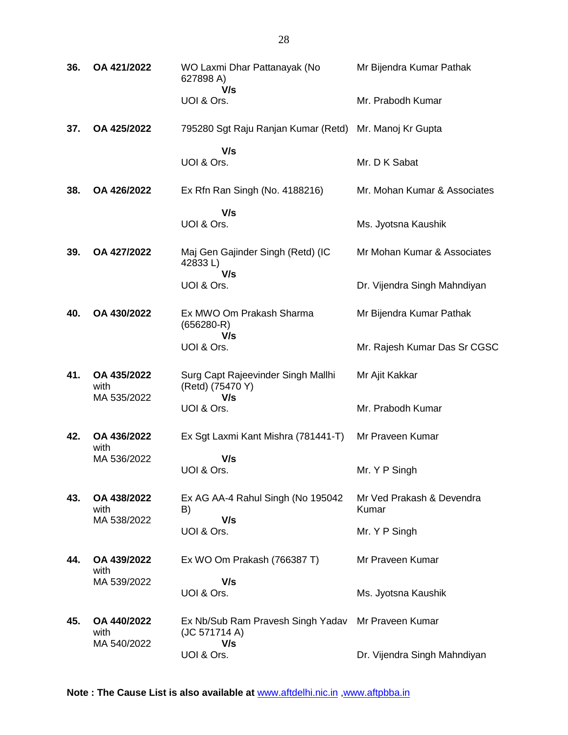| | | | |
|---|---|---|---|
| **36.** | **OA 421/2022** | WO Laxmi Dhar Pattanayak (No 627898 A)<br>**V/s**<br>UOI & Ors. | Mr Bijendra Kumar Pathak<br><br>Mr. Prabodh Kumar |
| **37.** | **OA 425/2022** | 795280 Sgt Raju Ranjan Kumar (Retd)<br>**V/s**<br>UOI & Ors. | Mr. Manoj Kr Gupta<br><br>Mr. D K Sabat |
| **38.** | **OA 426/2022** | Ex Rfn Ran Singh (No. 4188216)<br>**V/s**<br>UOI & Ors. | Mr. Mohan Kumar & Associates<br><br>Ms. Jyotsna Kaushik |
| **39.** | **OA 427/2022** | Maj Gen Gajinder Singh (Retd) (IC 42833 L)<br>**V/s**<br>UOI & Ors. | Mr Mohan Kumar & Associates<br><br>Dr. Vijendra Singh Mahndiyan |
| **40.** | **OA 430/2022** | Ex MWO Om Prakash Sharma (656280-R)<br>**V/s**<br>UOI & Ors. | Mr Bijendra Kumar Pathak<br><br>Mr. Rajesh Kumar Das Sr CGSC |
| **41.** | **OA 435/2022** with MA 535/2022 | Surg Capt Rajeevinder Singh Mallhi (Retd) (75470 Y)<br>**V/s**<br>UOI & Ors. | Mr Ajit Kakkar<br><br>Mr. Prabodh Kumar |
| **42.** | **OA 436/2022** with MA 536/2022 | Ex Sgt Laxmi Kant Mishra (781441-T)<br>**V/s**<br>UOI & Ors. | Mr Praveen Kumar<br><br>Mr. Y P Singh |
| **43.** | **OA 438/2022** with MA 538/2022 | Ex AG AA-4 Rahul Singh (No 195042 B)<br>**V/s**<br>UOI & Ors. | Mr Ved Prakash & Devendra Kumar<br><br>Mr. Y P Singh |
| **44.** | **OA 439/2022** with MA 539/2022 | Ex WO Om Prakash (766387 T)<br>**V/s**<br>UOI & Ors. | Mr Praveen Kumar<br><br>Ms. Jyotsna Kaushik |
| **45.** | **OA 440/2022** with MA 540/2022 | Ex Nb/Sub Ram Pravesh Singh Yadav (JC 571714 A)<br>**V/s**<br>UOI & Ors. | Mr Praveen Kumar<br><br>Dr. Vijendra Singh Mahndiyan |

**Note : The Cause List is also available at** www.aftdelhi.nic.in ,www.aftpbba.in